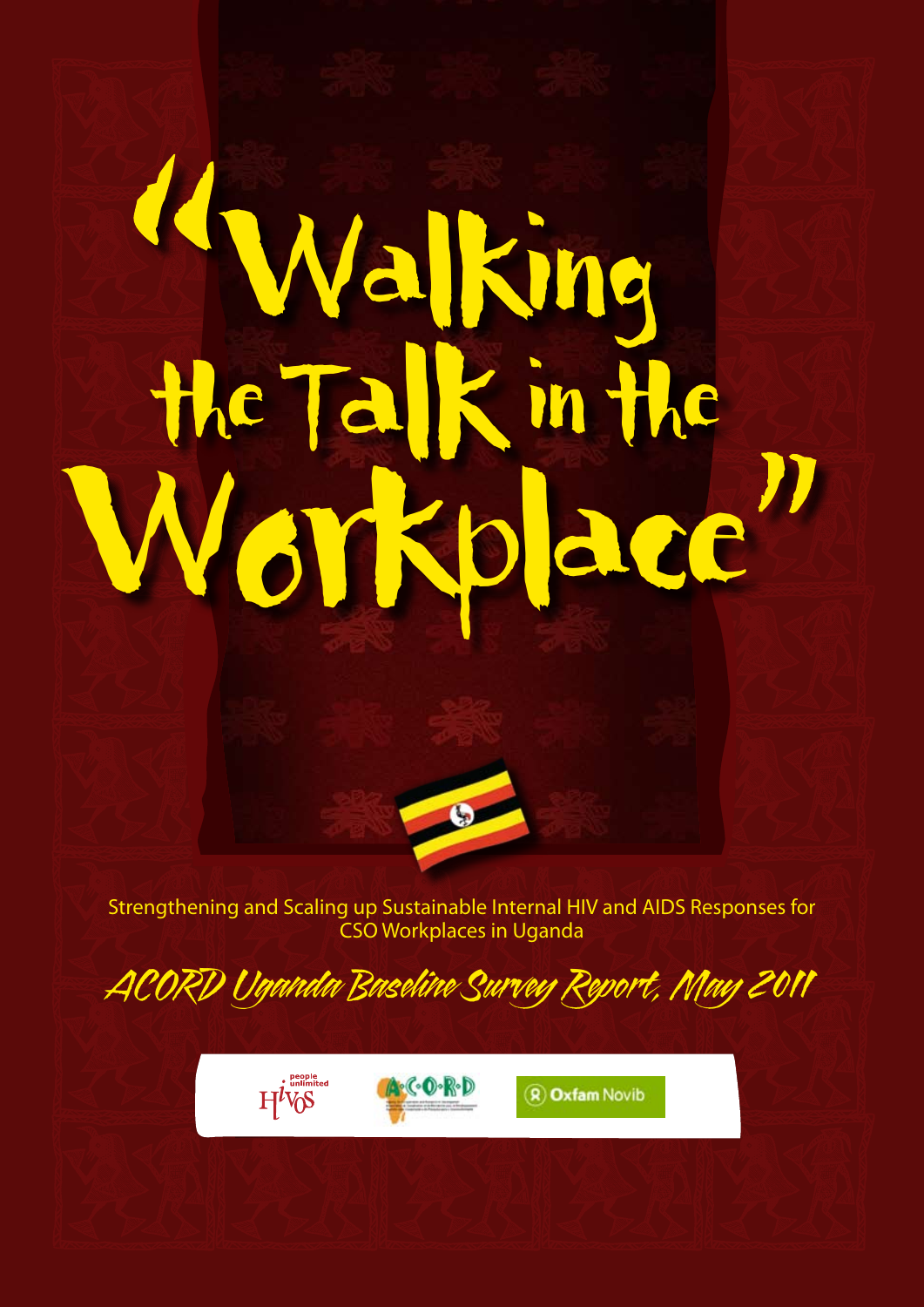# "Walking the Talk in the Workplace"

Strengthening and Scaling up Sustainable Internal HIV and AIDS Responses for CSO Workplaces in Uganda

*ACORD Uganda Baseline Survey Report, May 2011*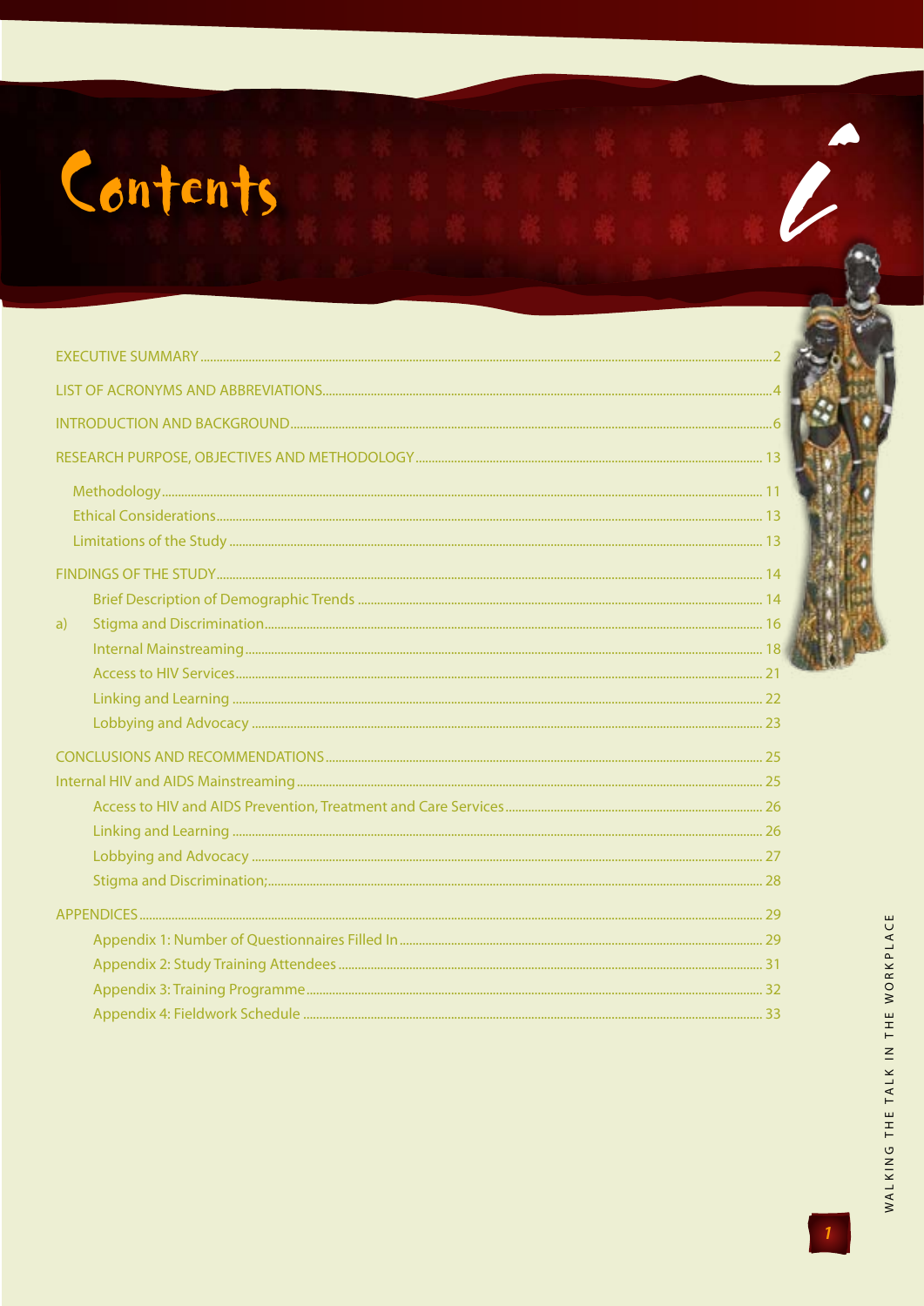# Contents

| | |
|---|---|
| EXECUTIVE SUMMARY | 2 |
| LIST OF ACRONYMS AND ABBREVIATIONS | 4 |
| INTRODUCTION AND BACKGROUND | 6 |
| RESEARCH PURPOSE, OBJECTIVES AND METHODOLOGY | 13 |
| Methodology | 11 |
| Ethical Considerations | 13 |
| Limitations of the Study | 13 |
| FINDINGS OF THE STUDY | 14 |
| Brief Description of Demographic Trends | 14 |
| a) Stigma and Discrimination | 16 |
| Internal Mainstreaming | 18 |
| Access to HIV Services | 21 |
| Linking and Learning | 22 |
| Lobbying and Advocacy | 23 |
| CONCLUSIONS AND RECOMMENDATIONS | 25 |
| Internal HIV and AIDS Mainstreaming | 25 |
| Access to HIV and AIDS Prevention, Treatment and Care Services | 26 |
| Linking and Learning | 26 |
| Lobbying and Advocacy | 27 |
| Stigma and Discrimination; | 28 |
| APPENDICES | 29 |
| Appendix 1: Number of Questionnaires Filled In | 29 |
| Appendix 2: Study Training Attendees | 31 |
| Appendix 3: Training Programme | 32 |
| Appendix 4: Fieldwork Schedule | 33 |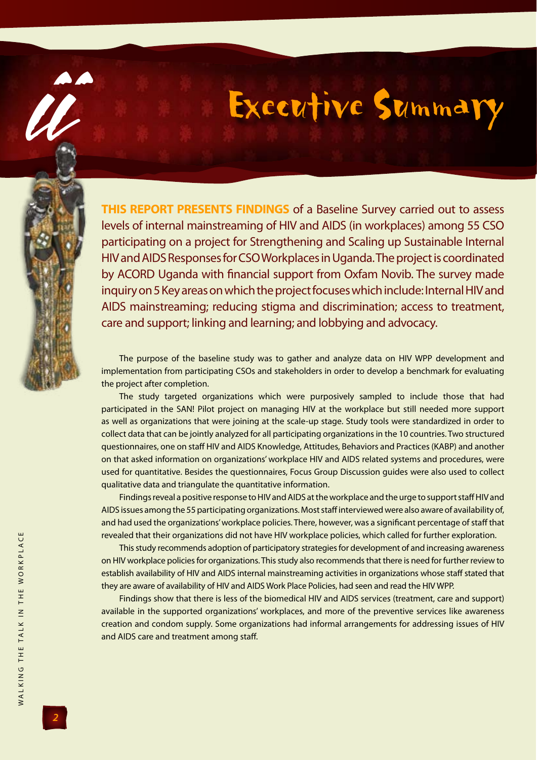# Executive Summary

**THIS REPORT PRESENTS FINDINGS** of a Baseline Survey carried out to assess levels of internal mainstreaming of HIV and AIDS (in workplaces) among 55 CSO participating on a project for Strengthening and Scaling up Sustainable Internal HIV and AIDS Responses for CSO Workplaces in Uganda. The project is coordinated by ACORD Uganda with financial support from Oxfam Novib. The survey made inquiry on 5 Key areas on which the project focuses which include: Internal HIV and AIDS mainstreaming; reducing stigma and discrimination; access to treatment, care and support; linking and learning; and lobbying and advocacy.

The purpose of the baseline study was to gather and analyze data on HIV WPP development and implementation from participating CSOs and stakeholders in order to develop a benchmark for evaluating the project after completion.

The study targeted organizations which were purposively sampled to include those that had participated in the SAN! Pilot project on managing HIV at the workplace but still needed more support as well as organizations that were joining at the scale-up stage. Study tools were standardized in order to collect data that can be jointly analyzed for all participating organizations in the 10 countries. Two structured questionnaires, one on staff HIV and AIDS Knowledge, Attitudes, Behaviors and Practices (KABP) and another on that asked information on organizations' workplace HIV and AIDS related systems and procedures, were used for quantitative. Besides the questionnaires, Focus Group Discussion guides were also used to collect qualitative data and triangulate the quantitative information.

Findings reveal a positive response to HIV and AIDS at the workplace and the urge to support staff HIV and AIDS issues among the 55 participating organizations. Most staff interviewed were also aware of availability of, and had used the organizations' workplace policies. There, however, was a significant percentage of staff that revealed that their organizations did not have HIV workplace policies, which called for further exploration.

This study recommends adoption of participatory strategies for development of and increasing awareness on HIV workplace policies for organizations. This study also recommends that there is need for further review to establish availability of HIV and AIDS internal mainstreaming activities in organizations whose staff stated that they are aware of availability of HIV and AIDS Work Place Policies, had seen and read the HIV WPP.

Findings show that there is less of the biomedical HIV and AIDS services (treatment, care and support) available in the supported organizations' workplaces, and more of the preventive services like awareness creation and condom supply. Some organizations had informal arrangements for addressing issues of HIV and AIDS care and treatment among staff.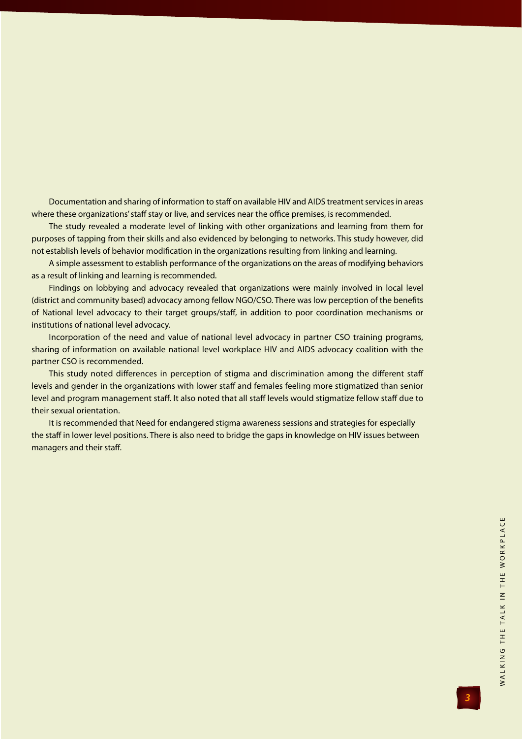Documentation and sharing of information to staff on available HIV and AIDS treatment services in areas where these organizations' staff stay or live, and services near the office premises, is recommended.

The study revealed a moderate level of linking with other organizations and learning from them for purposes of tapping from their skills and also evidenced by belonging to networks. This study however, did not establish levels of behavior modification in the organizations resulting from linking and learning.

A simple assessment to establish performance of the organizations on the areas of modifying behaviors as a result of linking and learning is recommended.

Findings on lobbying and advocacy revealed that organizations were mainly involved in local level (district and community based) advocacy among fellow NGO/CSO. There was low perception of the benefits of National level advocacy to their target groups/staff, in addition to poor coordination mechanisms or institutions of national level advocacy.

Incorporation of the need and value of national level advocacy in partner CSO training programs, sharing of information on available national level workplace HIV and AIDS advocacy coalition with the partner CSO is recommended.

This study noted differences in perception of stigma and discrimination among the different staff levels and gender in the organizations with lower staff and females feeling more stigmatized than senior level and program management staff. It also noted that all staff levels would stigmatize fellow staff due to their sexual orientation.

It is recommended that Need for endangered stigma awareness sessions and strategies for especially the staff in lower level positions. There is also need to bridge the gaps in knowledge on HIV issues between managers and their staff.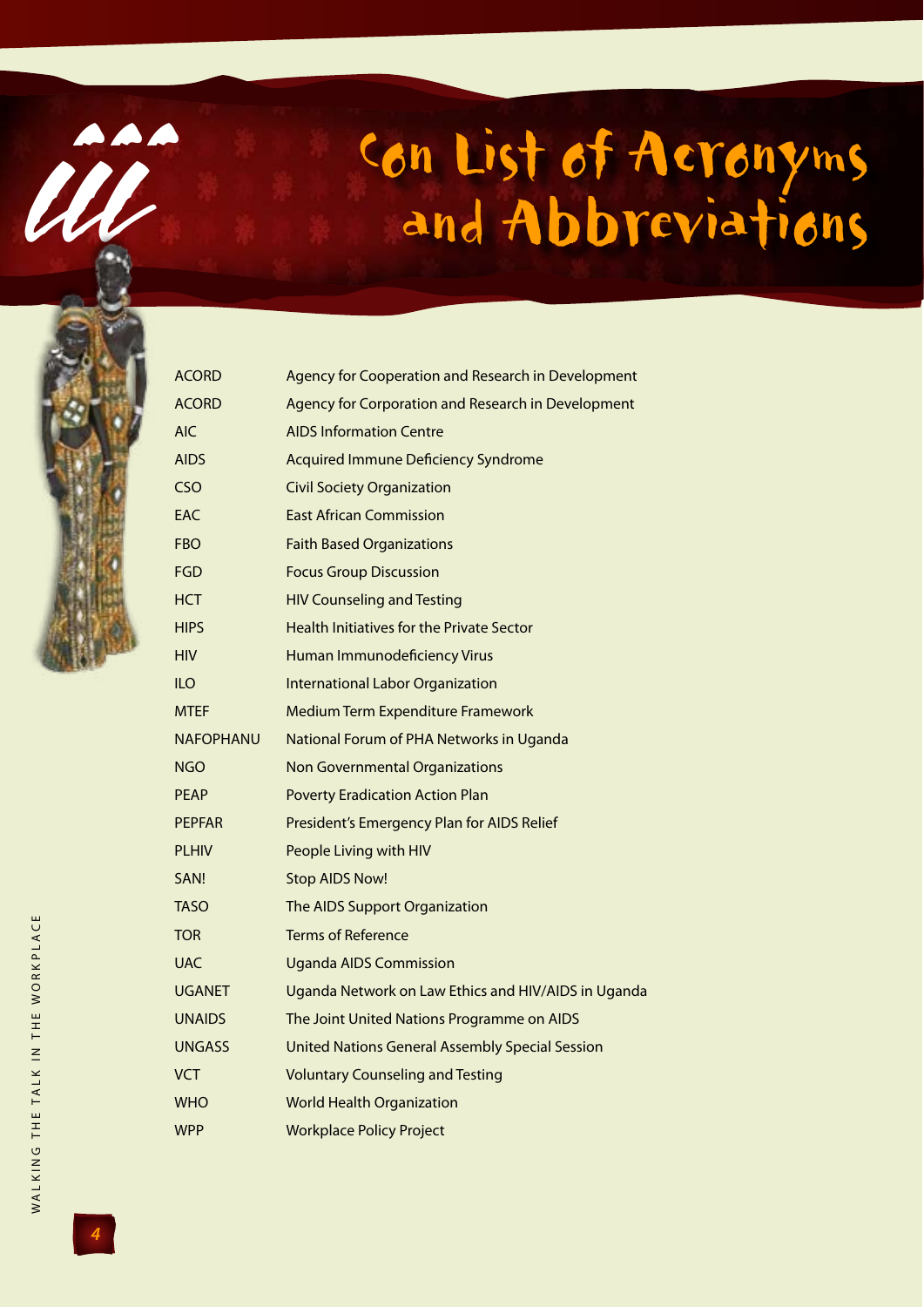# List of Acronyms and Abbreviations

| | |
|---|---|
| ACORD | Agency for Cooperation and Research in Development |
| ACORD | Agency for Corporation and Research in Development |
| AIC | AIDS Information Centre |
| AIDS | Acquired Immune Deficiency Syndrome |
| CSO | Civil Society Organization |
| EAC | East African Commission |
| FBO | Faith Based Organizations |
| FGD | Focus Group Discussion |
| HCT | HIV Counseling and Testing |
| HIPS | Health Initiatives for the Private Sector |
| HIV | Human Immunodeficiency Virus |
| ILO | International Labor Organization |
| MTEF | Medium Term Expenditure Framework |
| NAFOPHANU | National Forum of PHA Networks in Uganda |
| NGO | Non Governmental Organizations |
| PEAP | Poverty Eradication Action Plan |
| PEPFAR | President's Emergency Plan for AIDS Relief |
| PLHIV | People Living with HIV |
| SAN! | Stop AIDS Now! |
| TASO | The AIDS Support Organization |
| TOR | Terms of Reference |
| UAC | Uganda AIDS Commission |
| UGANET | Uganda Network on Law Ethics and HIV/AIDS in Uganda |
| UNAIDS | The Joint United Nations Programme on AIDS |
| UNGASS | United Nations General Assembly Special Session |
| VCT | Voluntary Counseling and Testing |
| WHO | World Health Organization |
| WPP | Workplace Policy Project |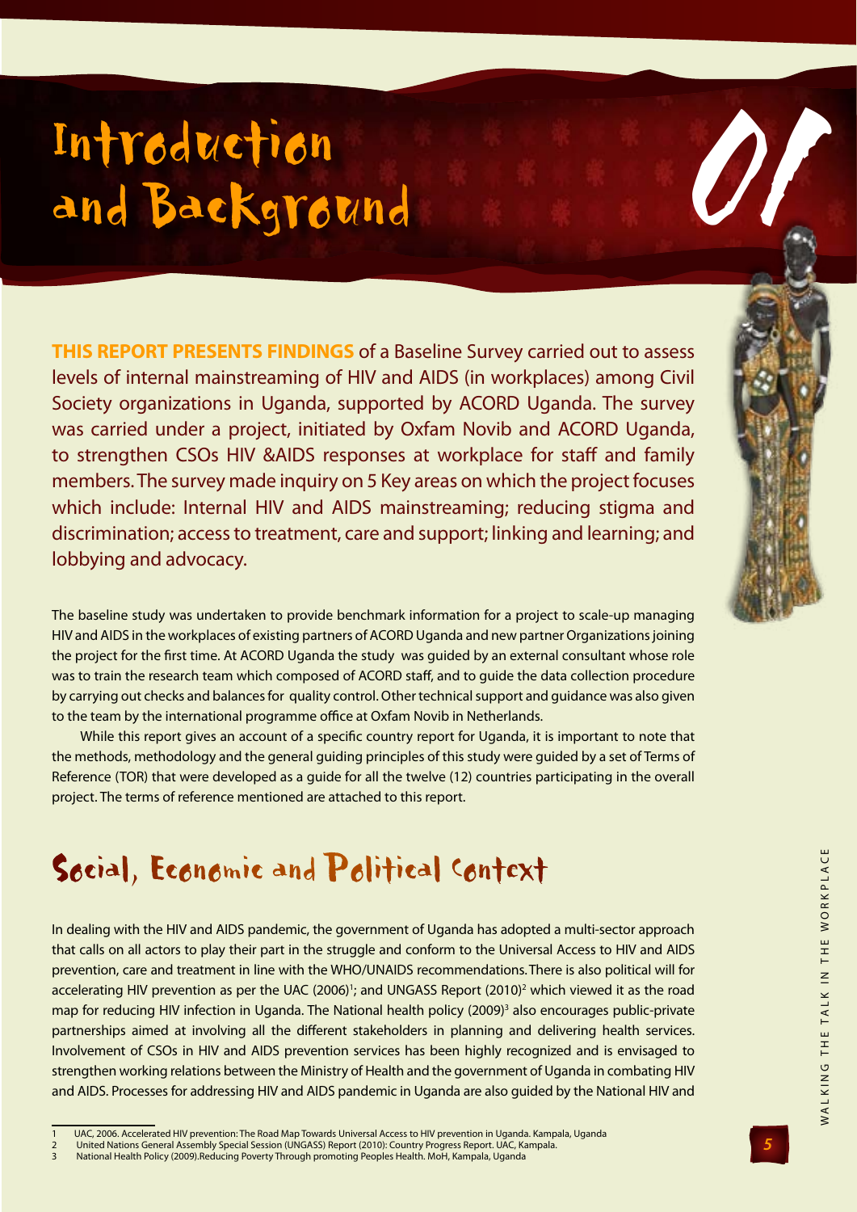# Introduction and Background

**THIS REPORT PRESENTS FINDINGS** of a Baseline Survey carried out to assess levels of internal mainstreaming of HIV and AIDS (in workplaces) among Civil Society organizations in Uganda, supported by ACORD Uganda. The survey was carried under a project, initiated by Oxfam Novib and ACORD Uganda, to strengthen CSOs HIV &AIDS responses at workplace for staff and family members. The survey made inquiry on 5 Key areas on which the project focuses which include: Internal HIV and AIDS mainstreaming; reducing stigma and discrimination; access to treatment, care and support; linking and learning; and lobbying and advocacy.

The baseline study was undertaken to provide benchmark information for a project to scale-up managing HIV and AIDS in the workplaces of existing partners of ACORD Uganda and new partner Organizations joining the project for the first time. At ACORD Uganda the study was guided by an external consultant whose role was to train the research team which composed of ACORD staff, and to guide the data collection procedure by carrying out checks and balances for quality control. Other technical support and guidance was also given to the team by the international programme office at Oxfam Novib in Netherlands.

While this report gives an account of a specific country report for Uganda, it is important to note that the methods, methodology and the general guiding principles of this study were guided by a set of Terms of Reference (TOR) that were developed as a guide for all the twelve (12) countries participating in the overall project. The terms of reference mentioned are attached to this report.

## Social, Economic and Political Context

In dealing with the HIV and AIDS pandemic, the government of Uganda has adopted a multi-sector approach that calls on all actors to play their part in the struggle and conform to the Universal Access to HIV and AIDS prevention, care and treatment in line with the WHO/UNAIDS recommendations. There is also political will for accelerating HIV prevention as per the UAC (2006)[1]; and UNGASS Report (2010)[2] which viewed it as the road map for reducing HIV infection in Uganda. The National health policy (2009)[3] also encourages public-private partnerships aimed at involving all the different stakeholders in planning and delivering health services. Involvement of CSOs in HIV and AIDS prevention services has been highly recognized and is envisaged to strengthen working relations between the Ministry of Health and the government of Uganda in combating HIV and AIDS. Processes for addressing HIV and AIDS pandemic in Uganda are also guided by the National HIV and

---

1 UAC, 2006. Accelerated HIV prevention: The Road Map Towards Universal Access to HIV prevention in Uganda. Kampala, Uganda

2 United Nations General Assembly Special Session (UNGASS) Report (2010): Country Progress Report. UAC, Kampala.

3 National Health Policy (2009).Reducing Poverty Through promoting Peoples Health. MoH, Kampala, Uganda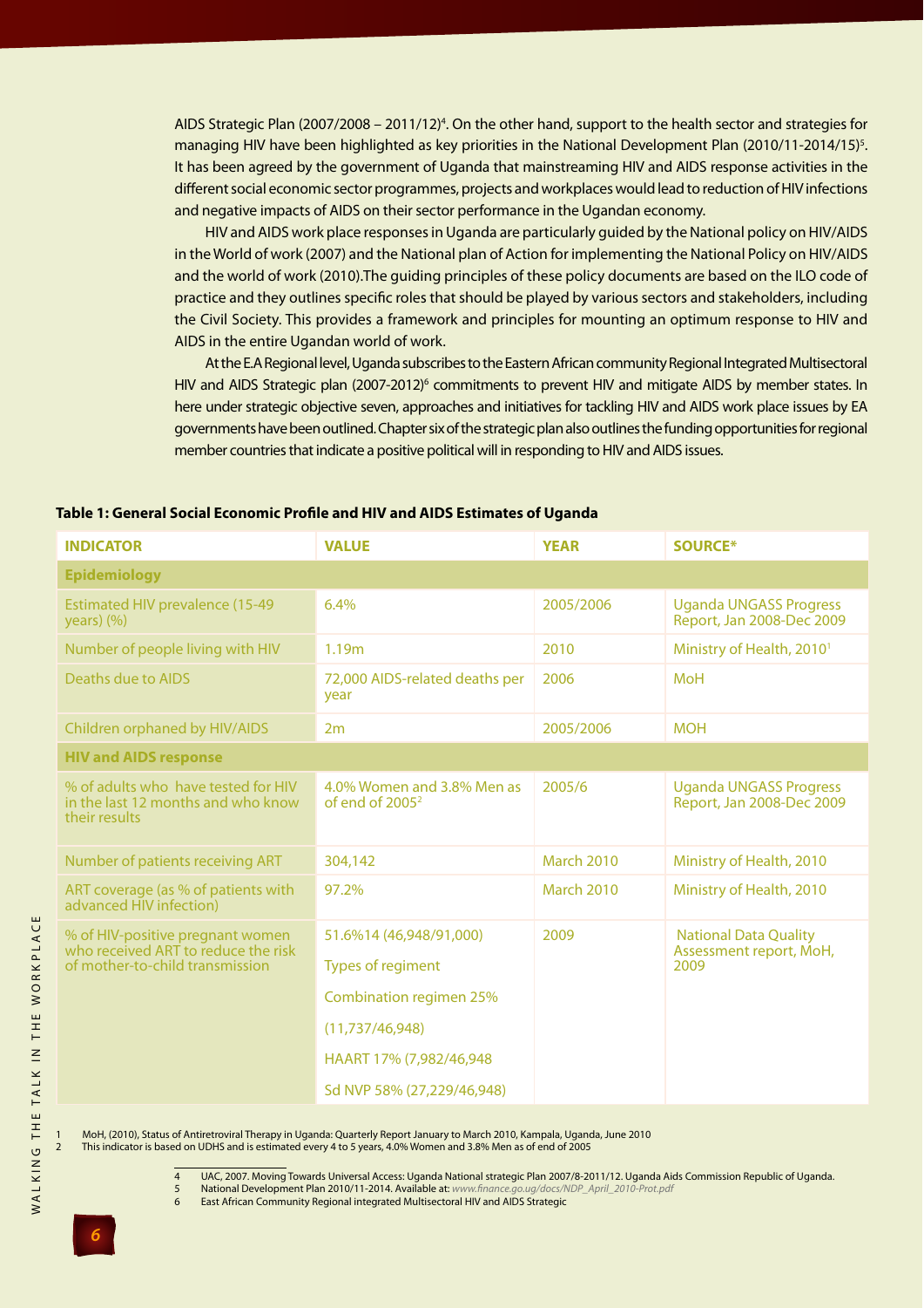AIDS Strategic Plan (2007/2008 – 2011/12)[4]. On the other hand, support to the health sector and strategies for managing HIV have been highlighted as key priorities in the National Development Plan (2010/11-2014/15)[5]. It has been agreed by the government of Uganda that mainstreaming HIV and AIDS response activities in the different social economic sector programmes, projects and workplaces would lead to reduction of HIV infections and negative impacts of AIDS on their sector performance in the Ugandan economy.

HIV and AIDS work place responses in Uganda are particularly guided by the National policy on HIV/AIDS in the World of work (2007) and the National plan of Action for implementing the National Policy on HIV/AIDS and the world of work (2010).The guiding principles of these policy documents are based on the ILO code of practice and they outlines specific roles that should be played by various sectors and stakeholders, including the Civil Society. This provides a framework and principles for mounting an optimum response to HIV and AIDS in the entire Ugandan world of work.

At the E.A Regional level, Uganda subscribes to the Eastern African community Regional Integrated Multisectoral HIV and AIDS Strategic plan (2007-2012)[6] commitments to prevent HIV and mitigate AIDS by member states. In here under strategic objective seven, approaches and initiatives for tackling HIV and AIDS work place issues by EA governments have been outlined. Chapter six of the strategic plan also outlines the funding opportunities for regional member countries that indicate a positive political will in responding to HIV and AIDS issues.

**Table 1: General Social Economic Profile and HIV and AIDS Estimates of Uganda**

| INDICATOR | VALUE | YEAR | SOURCE* |
|---|---|---|---|
| **Epidemiology** | | | |
| Estimated HIV prevalence (15-49 years) (%) | 6.4% | 2005/2006 | Uganda UNGASS Progress Report, Jan 2008-Dec 2009 |
| Number of people living with HIV | 1.19m | 2010 | Ministry of Health, 2010[1] |
| Deaths due to AIDS | 72,000 AIDS-related deaths per year | 2006 | MoH |
| Children orphaned by HIV/AIDS | 2m | 2005/2006 | MOH |
| **HIV and AIDS response** | | | |
| % of adults who have tested for HIV in the last 12 months and who know their results | 4.0% Women and 3.8% Men as of end of 2005[2] | 2005/6 | Uganda UNGASS Progress Report, Jan 2008-Dec 2009 |
| Number of patients receiving ART | 304,142 | March 2010 | Ministry of Health, 2010 |
| ART coverage (as % of patients with advanced HIV infection) | 97.2% | March 2010 | Ministry of Health, 2010 |
| % of HIV-positive pregnant women who received ART to reduce the risk of mother-to-child transmission | 51.6%14 (46,948/91,000)<br>Types of regiment<br>Combination regimen 25%<br>(11,737/46,948)<br>HAART 17% (7,982/46,948<br>Sd NVP 58% (27,229/46,948) | 2009 | National Data Quality Assessment report, MoH, 2009 |

1 MoH, (2010), Status of Antiretroviral Therapy in Uganda: Quarterly Report January to March 2010, Kampala, Uganda, June 2010
2 This indicator is based on UDHS and is estimated every 4 to 5 years, 4.0% Women and 3.8% Men as of end of 2005

4 UAC, 2007. Moving Towards Universal Access: Uganda National strategic Plan 2007/8-2011/12. Uganda Aids Commission Republic of Uganda.
5 National Development Plan 2010/11-2014. Available at: *www.finance.go.ug/docs/NDP_April_2010-Prot.pdf*
6 East African Community Regional integrated Multisectoral HIV and AIDS Strategic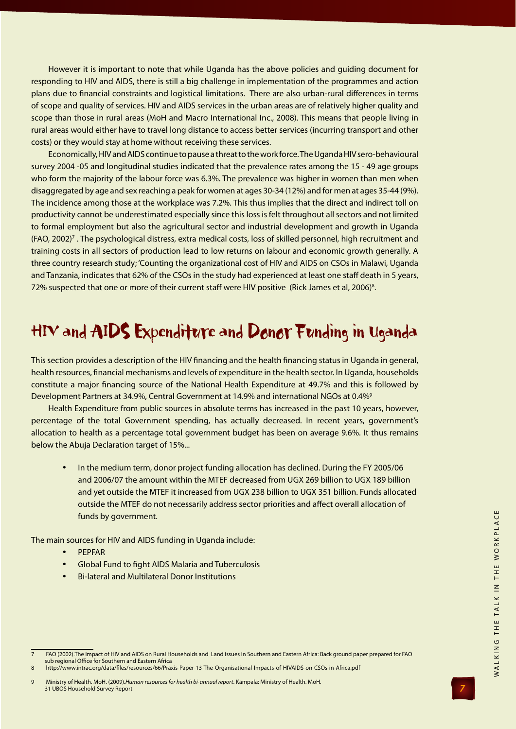However it is important to note that while Uganda has the above policies and guiding document for responding to HIV and AIDS, there is still a big challenge in implementation of the programmes and action plans due to financial constraints and logistical limitations. There are also urban-rural differences in terms of scope and quality of services. HIV and AIDS services in the urban areas are of relatively higher quality and scope than those in rural areas (MoH and Macro International Inc., 2008). This means that people living in rural areas would either have to travel long distance to access better services (incurring transport and other costs) or they would stay at home without receiving these services.

Economically, HIV and AIDS continue to pause a threat to the work force. The Uganda HIV sero-behavioural survey 2004 -05 and longitudinal studies indicated that the prevalence rates among the 15 - 49 age groups who form the majority of the labour force was 6.3%. The prevalence was higher in women than men when disaggregated by age and sex reaching a peak for women at ages 30-34 (12%) and for men at ages 35-44 (9%). The incidence among those at the workplace was 7.2%. This thus implies that the direct and indirect toll on productivity cannot be underestimated especially since this loss is felt throughout all sectors and not limited to formal employment but also the agricultural sector and industrial development and growth in Uganda (FAO, 2002)[7] . The psychological distress, extra medical costs, loss of skilled personnel, high recruitment and training costs in all sectors of production lead to low returns on labour and economic growth generally. A three country research study; 'Counting the organizational cost of HIV and AIDS on CSOs in Malawi, Uganda and Tanzania, indicates that 62% of the CSOs in the study had experienced at least one staff death in 5 years, 72% suspected that one or more of their current staff were HIV positive (Rick James et al, 2006)[8].

## HIV and AIDS Expenditure and Donor Funding in Uganda

This section provides a description of the HIV financing and the health financing status in Uganda in general, health resources, financial mechanisms and levels of expenditure in the health sector. In Uganda, households constitute a major financing source of the National Health Expenditure at 49.7% and this is followed by Development Partners at 34.9%, Central Government at 14.9% and international NGOs at 0.4%[9]

Health Expenditure from public sources in absolute terms has increased in the past 10 years, however, percentage of the total Government spending, has actually decreased. In recent years, government's allocation to health as a percentage total government budget has been on average 9.6%. It thus remains below the Abuja Declaration target of 15%...

- In the medium term, donor project funding allocation has declined. During the FY 2005/06 and 2006/07 the amount within the MTEF decreased from UGX 269 billion to UGX 189 billion and yet outside the MTEF it increased from UGX 238 billion to UGX 351 billion. Funds allocated outside the MTEF do not necessarily address sector priorities and affect overall allocation of funds by government.

The main sources for HIV and AIDS funding in Uganda include:

- PEPFAR
- Global Fund to fight AIDS Malaria and Tuberculosis
- Bi-lateral and Multilateral Donor Institutions

---

7 FAO (2002).The impact of HIV and AIDS on Rural Households and Land issues in Southern and Eastern Africa: Back ground paper prepared for FAO sub regional Office for Southern and Eastern Africa

8 http://www.intrac.org/data/files/resources/66/Praxis-Paper-13-The-Organisational-Impacts-of-HIVAIDS-on-CSOs-in-Africa.pdf

9 Ministry of Health. MoH. (2009).*Human resources for health bi-annual report*. Kampala: Ministry of Health. MoH.
31 UBOS Household Survey Report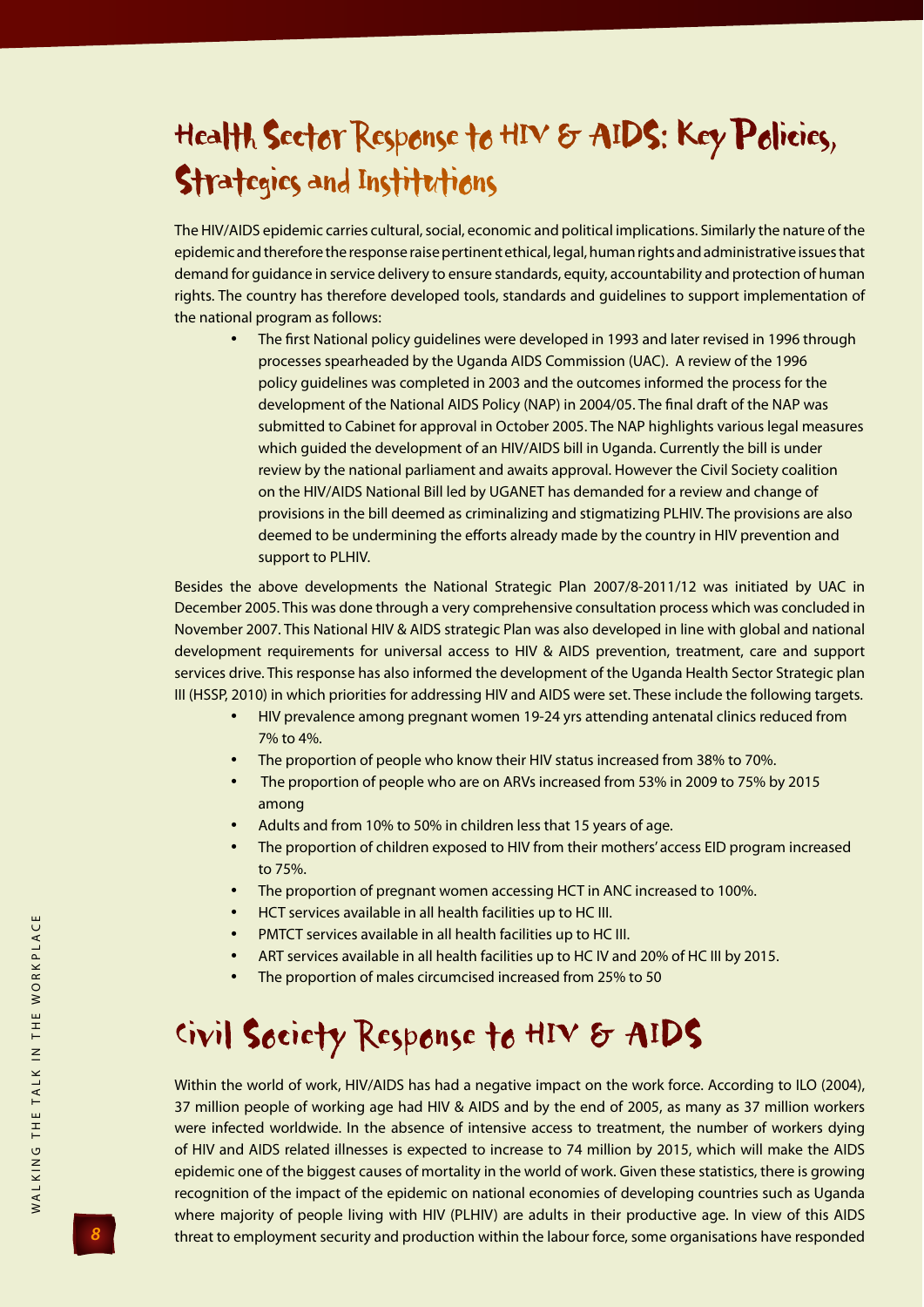# Health Sector Response to HIV & AIDS: Key Policies, Strategies and Institutions

The HIV/AIDS epidemic carries cultural, social, economic and political implications. Similarly the nature of the epidemic and therefore the response raise pertinent ethical, legal, human rights and administrative issues that demand for guidance in service delivery to ensure standards, equity, accountability and protection of human rights. The country has therefore developed tools, standards and guidelines to support implementation of the national program as follows:

- The first National policy guidelines were developed in 1993 and later revised in 1996 through processes spearheaded by the Uganda AIDS Commission (UAC). A review of the 1996 policy guidelines was completed in 2003 and the outcomes informed the process for the development of the National AIDS Policy (NAP) in 2004/05. The final draft of the NAP was submitted to Cabinet for approval in October 2005. The NAP highlights various legal measures which guided the development of an HIV/AIDS bill in Uganda. Currently the bill is under review by the national parliament and awaits approval. However the Civil Society coalition on the HIV/AIDS National Bill led by UGANET has demanded for a review and change of provisions in the bill deemed as criminalizing and stigmatizing PLHIV. The provisions are also deemed to be undermining the efforts already made by the country in HIV prevention and support to PLHIV.

Besides the above developments the National Strategic Plan 2007/8-2011/12 was initiated by UAC in December 2005. This was done through a very comprehensive consultation process which was concluded in November 2007. This National HIV & AIDS strategic Plan was also developed in line with global and national development requirements for universal access to HIV & AIDS prevention, treatment, care and support services drive. This response has also informed the development of the Uganda Health Sector Strategic plan III (HSSP, 2010) in which priorities for addressing HIV and AIDS were set. These include the following targets.

- HIV prevalence among pregnant women 19-24 yrs attending antenatal clinics reduced from 7% to 4%.
- The proportion of people who know their HIV status increased from 38% to 70%.
- The proportion of people who are on ARVs increased from 53% in 2009 to 75% by 2015 among
- Adults and from 10% to 50% in children less that 15 years of age.
- The proportion of children exposed to HIV from their mothers' access EID program increased to 75%.
- The proportion of pregnant women accessing HCT in ANC increased to 100%.
- HCT services available in all health facilities up to HC III.
- PMTCT services available in all health facilities up to HC III.
- ART services available in all health facilities up to HC IV and 20% of HC III by 2015.
- The proportion of males circumcised increased from 25% to 50

# Civil Society Response to HIV & AIDS

Within the world of work, HIV/AIDS has had a negative impact on the work force. According to ILO (2004), 37 million people of working age had HIV & AIDS and by the end of 2005, as many as 37 million workers were infected worldwide. In the absence of intensive access to treatment, the number of workers dying of HIV and AIDS related illnesses is expected to increase to 74 million by 2015, which will make the AIDS epidemic one of the biggest causes of mortality in the world of work. Given these statistics, there is growing recognition of the impact of the epidemic on national economies of developing countries such as Uganda where majority of people living with HIV (PLHIV) are adults in their productive age. In view of this AIDS threat to employment security and production within the labour force, some organisations have responded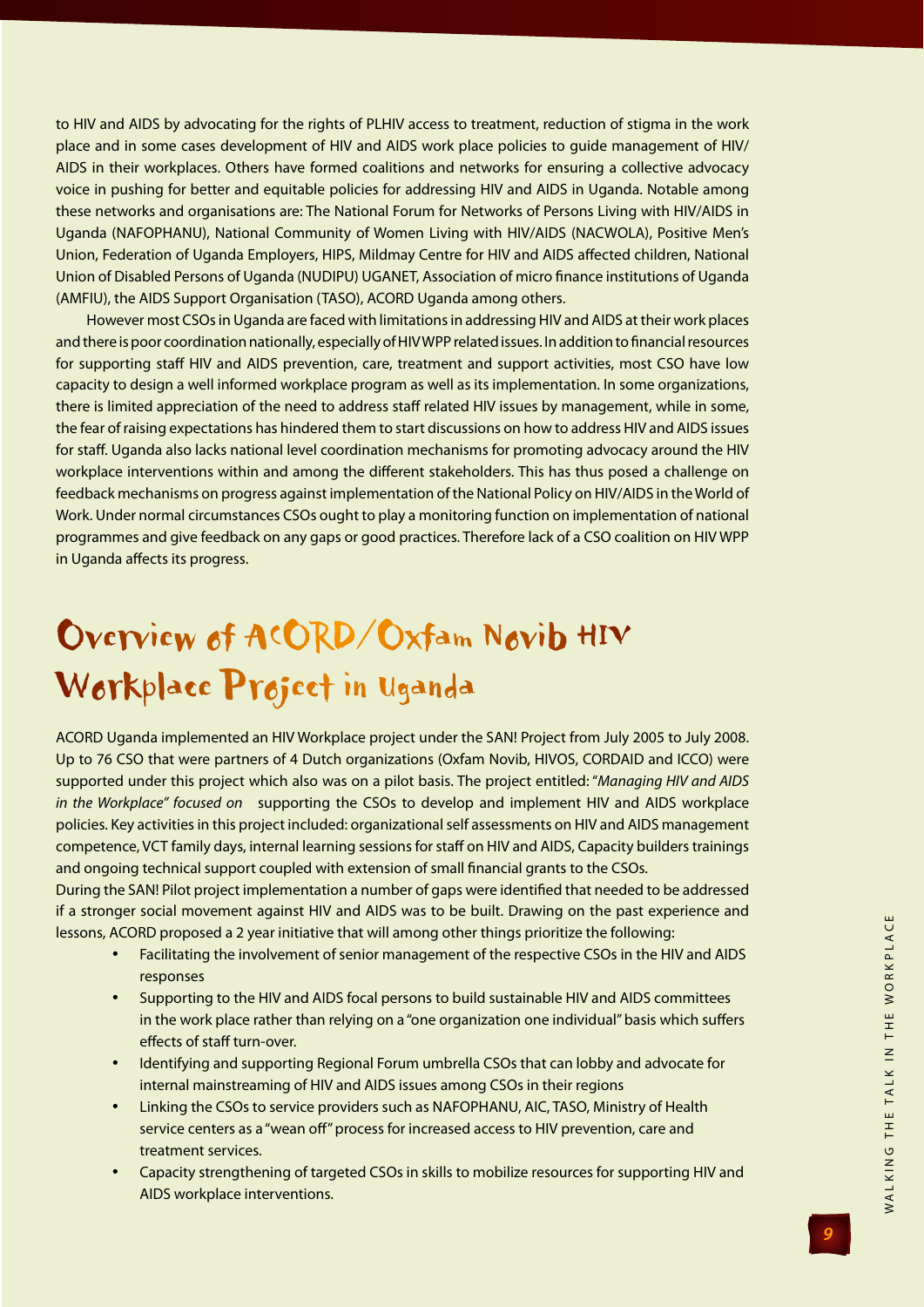to HIV and AIDS by advocating for the rights of PLHIV access to treatment, reduction of stigma in the work place and in some cases development of HIV and AIDS work place policies to guide management of HIV/AIDS in their workplaces. Others have formed coalitions and networks for ensuring a collective advocacy voice in pushing for better and equitable policies for addressing HIV and AIDS in Uganda. Notable among these networks and organisations are: The National Forum for Networks of Persons Living with HIV/AIDS in Uganda (NAFOPHANU), National Community of Women Living with HIV/AIDS (NACWOLA), Positive Men's Union, Federation of Uganda Employers, HIPS, Mildmay Centre for HIV and AIDS affected children, National Union of Disabled Persons of Uganda (NUDIPU) UGANET, Association of micro finance institutions of Uganda (AMFIU), the AIDS Support Organisation (TASO), ACORD Uganda among others.

However most CSOs in Uganda are faced with limitations in addressing HIV and AIDS at their work places and there is poor coordination nationally, especially of HIV WPP related issues. In addition to financial resources for supporting staff HIV and AIDS prevention, care, treatment and support activities, most CSO have low capacity to design a well informed workplace program as well as its implementation. In some organizations, there is limited appreciation of the need to address staff related HIV issues by management, while in some, the fear of raising expectations has hindered them to start discussions on how to address HIV and AIDS issues for staff. Uganda also lacks national level coordination mechanisms for promoting advocacy around the HIV workplace interventions within and among the different stakeholders. This has thus posed a challenge on feedback mechanisms on progress against implementation of the National Policy on HIV/AIDS in the World of Work. Under normal circumstances CSOs ought to play a monitoring function on implementation of national programmes and give feedback on any gaps or good practices. Therefore lack of a CSO coalition on HIV WPP in Uganda affects its progress.

# Overview of ACORD/Oxfam Novib HIV Workplace Project in Uganda

ACORD Uganda implemented an HIV Workplace project under the SAN! Project from July 2005 to July 2008. Up to 76 CSO that were partners of 4 Dutch organizations (Oxfam Novib, HIVOS, CORDAID and ICCO) were supported under this project which also was on a pilot basis. The project entitled: "*Managing HIV and AIDS in the Workplace" focused on* supporting the CSOs to develop and implement HIV and AIDS workplace policies. Key activities in this project included: organizational self assessments on HIV and AIDS management competence, VCT family days, internal learning sessions for staff on HIV and AIDS, Capacity builders trainings and ongoing technical support coupled with extension of small financial grants to the CSOs.

During the SAN! Pilot project implementation a number of gaps were identified that needed to be addressed if a stronger social movement against HIV and AIDS was to be built. Drawing on the past experience and lessons, ACORD proposed a 2 year initiative that will among other things prioritize the following:

- Facilitating the involvement of senior management of the respective CSOs in the HIV and AIDS responses
- Supporting to the HIV and AIDS focal persons to build sustainable HIV and AIDS committees in the work place rather than relying on a "one organization one individual" basis which suffers effects of staff turn-over.
- Identifying and supporting Regional Forum umbrella CSOs that can lobby and advocate for internal mainstreaming of HIV and AIDS issues among CSOs in their regions
- Linking the CSOs to service providers such as NAFOPHANU, AIC, TASO, Ministry of Health service centers as a "wean off" process for increased access to HIV prevention, care and treatment services.
- Capacity strengthening of targeted CSOs in skills to mobilize resources for supporting HIV and AIDS workplace interventions.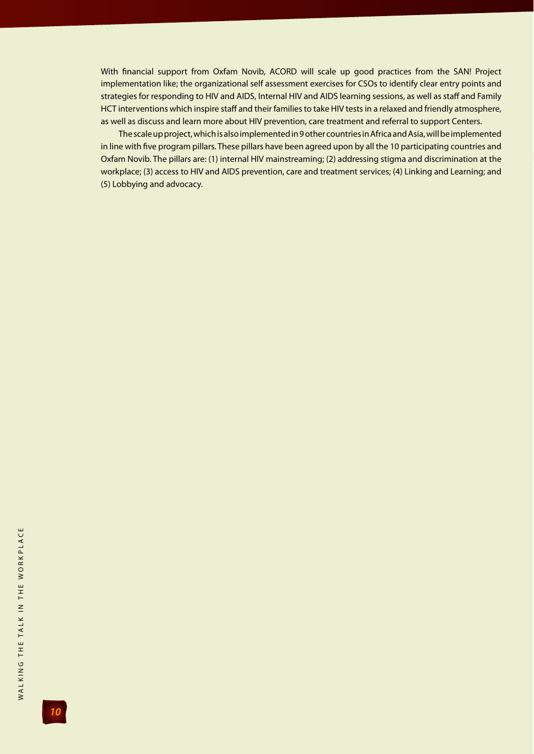With financial support from Oxfam Novib, ACORD will scale up good practices from the SAN! Project implementation like; the organizational self assessment exercises for CSOs to identify clear entry points and strategies for responding to HIV and AIDS, Internal HIV and AIDS learning sessions, as well as staff and Family HCT interventions which inspire staff and their families to take HIV tests in a relaxed and friendly atmosphere, as well as discuss and learn more about HIV prevention, care treatment and referral to support Centers.

The scale up project, which is also implemented in 9 other countries in Africa and Asia, will be implemented in line with five program pillars. These pillars have been agreed upon by all the 10 participating countries and Oxfam Novib. The pillars are: (1) internal HIV mainstreaming; (2) addressing stigma and discrimination at the workplace; (3) access to HIV and AIDS prevention, care and treatment services; (4) Linking and Learning; and (5) Lobbying and advocacy.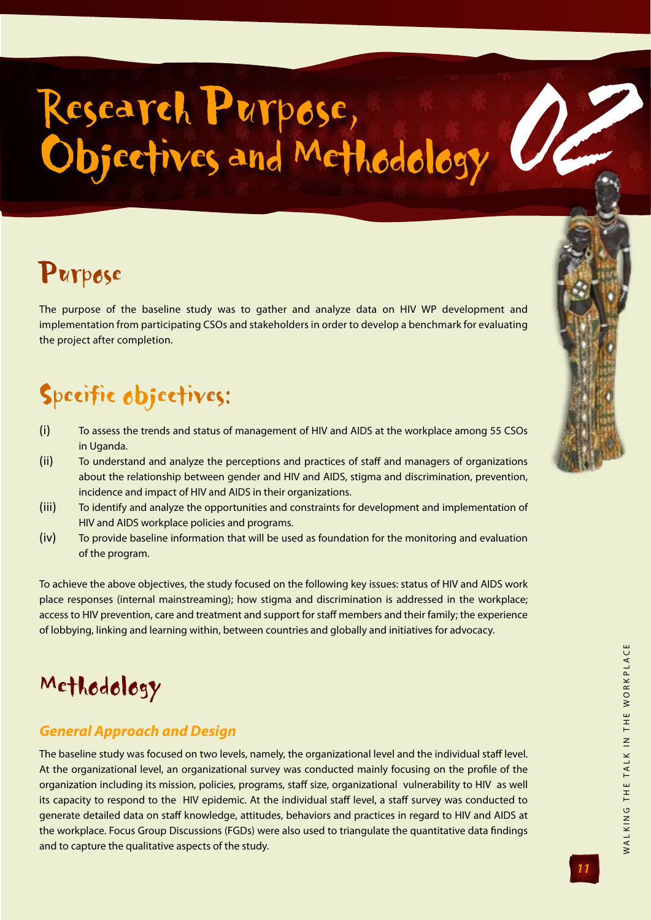# Research Purpose, Objectives and Methodology 02

## Purpose

The purpose of the baseline study was to gather and analyze data on HIV WP development and implementation from participating CSOs and stakeholders in order to develop a benchmark for evaluating the project after completion.

## Specific objectives:

(i) To assess the trends and status of management of HIV and AIDS at the workplace among 55 CSOs in Uganda.

(ii) To understand and analyze the perceptions and practices of staff and managers of organizations about the relationship between gender and HIV and AIDS, stigma and discrimination, prevention, incidence and impact of HIV and AIDS in their organizations.

(iii) To identify and analyze the opportunities and constraints for development and implementation of HIV and AIDS workplace policies and programs.

(iv) To provide baseline information that will be used as foundation for the monitoring and evaluation of the program.

To achieve the above objectives, the study focused on the following key issues: status of HIV and AIDS work place responses (internal mainstreaming); how stigma and discrimination is addressed in the workplace; access to HIV prevention, care and treatment and support for staff members and their family; the experience of lobbying, linking and learning within, between countries and globally and initiatives for advocacy.

## Methodology

### *General Approach and Design*

The baseline study was focused on two levels, namely, the organizational level and the individual staff level. At the organizational level, an organizational survey was conducted mainly focusing on the profile of the organization including its mission, policies, programs, staff size, organizational vulnerability to HIV as well its capacity to respond to the HIV epidemic. At the individual staff level, a staff survey was conducted to generate detailed data on staff knowledge, attitudes, behaviors and practices in regard to HIV and AIDS at the workplace. Focus Group Discussions (FGDs) were also used to triangulate the quantitative data findings and to capture the qualitative aspects of the study.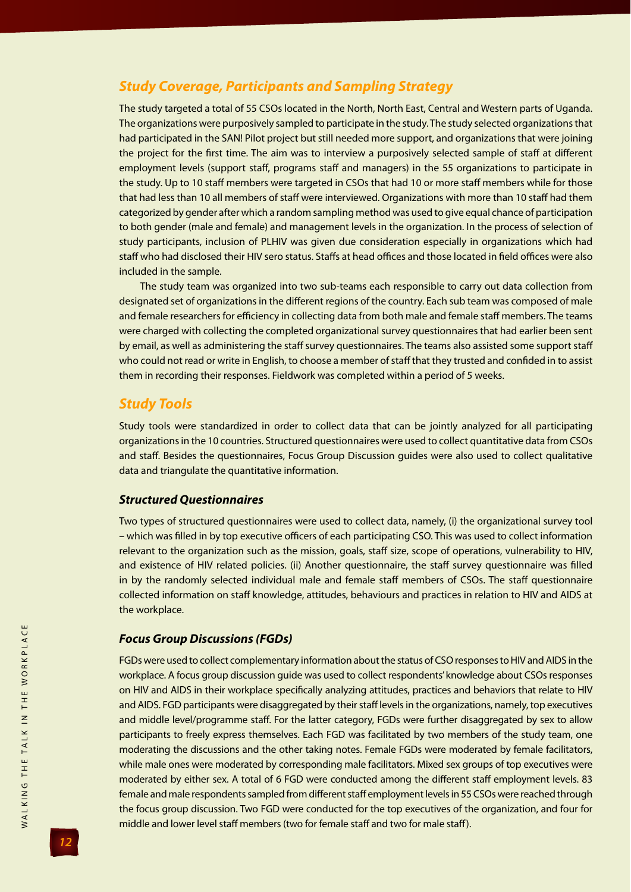## *Study Coverage, Participants and Sampling Strategy*

The study targeted a total of 55 CSOs located in the North, North East, Central and Western parts of Uganda. The organizations were purposively sampled to participate in the study. The study selected organizations that had participated in the SAN! Pilot project but still needed more support, and organizations that were joining the project for the first time. The aim was to interview a purposively selected sample of staff at different employment levels (support staff, programs staff and managers) in the 55 organizations to participate in the study. Up to 10 staff members were targeted in CSOs that had 10 or more staff members while for those that had less than 10 all members of staff were interviewed. Organizations with more than 10 staff had them categorized by gender after which a random sampling method was used to give equal chance of participation to both gender (male and female) and management levels in the organization. In the process of selection of study participants, inclusion of PLHIV was given due consideration especially in organizations which had staff who had disclosed their HIV sero status. Staffs at head offices and those located in field offices were also included in the sample.

The study team was organized into two sub-teams each responsible to carry out data collection from designated set of organizations in the different regions of the country. Each sub team was composed of male and female researchers for efficiency in collecting data from both male and female staff members. The teams were charged with collecting the completed organizational survey questionnaires that had earlier been sent by email, as well as administering the staff survey questionnaires. The teams also assisted some support staff who could not read or write in English, to choose a member of staff that they trusted and confided in to assist them in recording their responses. Fieldwork was completed within a period of 5 weeks.

## *Study Tools*

Study tools were standardized in order to collect data that can be jointly analyzed for all participating organizations in the 10 countries. Structured questionnaires were used to collect quantitative data from CSOs and staff. Besides the questionnaires, Focus Group Discussion guides were also used to collect qualitative data and triangulate the quantitative information.

### *Structured Questionnaires*

Two types of structured questionnaires were used to collect data, namely, (i) the organizational survey tool – which was filled in by top executive officers of each participating CSO. This was used to collect information relevant to the organization such as the mission, goals, staff size, scope of operations, vulnerability to HIV, and existence of HIV related policies. (ii) Another questionnaire, the staff survey questionnaire was filled in by the randomly selected individual male and female staff members of CSOs. The staff questionnaire collected information on staff knowledge, attitudes, behaviours and practices in relation to HIV and AIDS at the workplace.

### *Focus Group Discussions (FGDs)*

FGDs were used to collect complementary information about the status of CSO responses to HIV and AIDS in the workplace. A focus group discussion guide was used to collect respondents' knowledge about CSOs responses on HIV and AIDS in their workplace specifically analyzing attitudes, practices and behaviors that relate to HIV and AIDS. FGD participants were disaggregated by their staff levels in the organizations, namely, top executives and middle level/programme staff. For the latter category, FGDs were further disaggregated by sex to allow participants to freely express themselves. Each FGD was facilitated by two members of the study team, one moderating the discussions and the other taking notes. Female FGDs were moderated by female facilitators, while male ones were moderated by corresponding male facilitators. Mixed sex groups of top executives were moderated by either sex. A total of 6 FGD were conducted among the different staff employment levels. 83 female and male respondents sampled from different staff employment levels in 55 CSOs were reached through the focus group discussion. Two FGD were conducted for the top executives of the organization, and four for middle and lower level staff members (two for female staff and two for male staff).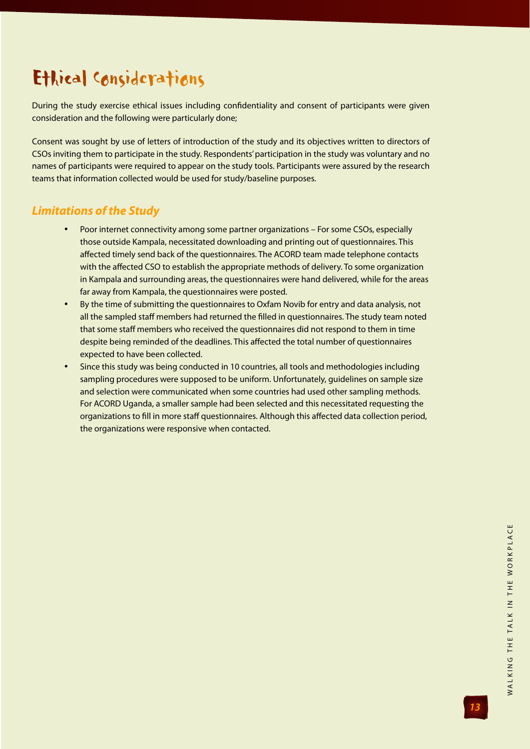# Ethical Considerations

During the study exercise ethical issues including confidentiality and consent of participants were given consideration and the following were particularly done;

Consent was sought by use of letters of introduction of the study and its objectives written to directors of CSOs inviting them to participate in the study. Respondents' participation in the study was voluntary and no names of participants were required to appear on the study tools. Participants were assured by the research teams that information collected would be used for study/baseline purposes.

## *Limitations of the Study*

- Poor internet connectivity among some partner organizations – For some CSOs, especially those outside Kampala, necessitated downloading and printing out of questionnaires. This affected timely send back of the questionnaires. The ACORD team made telephone contacts with the affected CSO to establish the appropriate methods of delivery. To some organization in Kampala and surrounding areas, the questionnaires were hand delivered, while for the areas far away from Kampala, the questionnaires were posted.
- By the time of submitting the questionnaires to Oxfam Novib for entry and data analysis, not all the sampled staff members had returned the filled in questionnaires. The study team noted that some staff members who received the questionnaires did not respond to them in time despite being reminded of the deadlines. This affected the total number of questionnaires expected to have been collected.
- Since this study was being conducted in 10 countries, all tools and methodologies including sampling procedures were supposed to be uniform. Unfortunately, guidelines on sample size and selection were communicated when some countries had used other sampling methods. For ACORD Uganda, a smaller sample had been selected and this necessitated requesting the organizations to fill in more staff questionnaires. Although this affected data collection period, the organizations were responsive when contacted.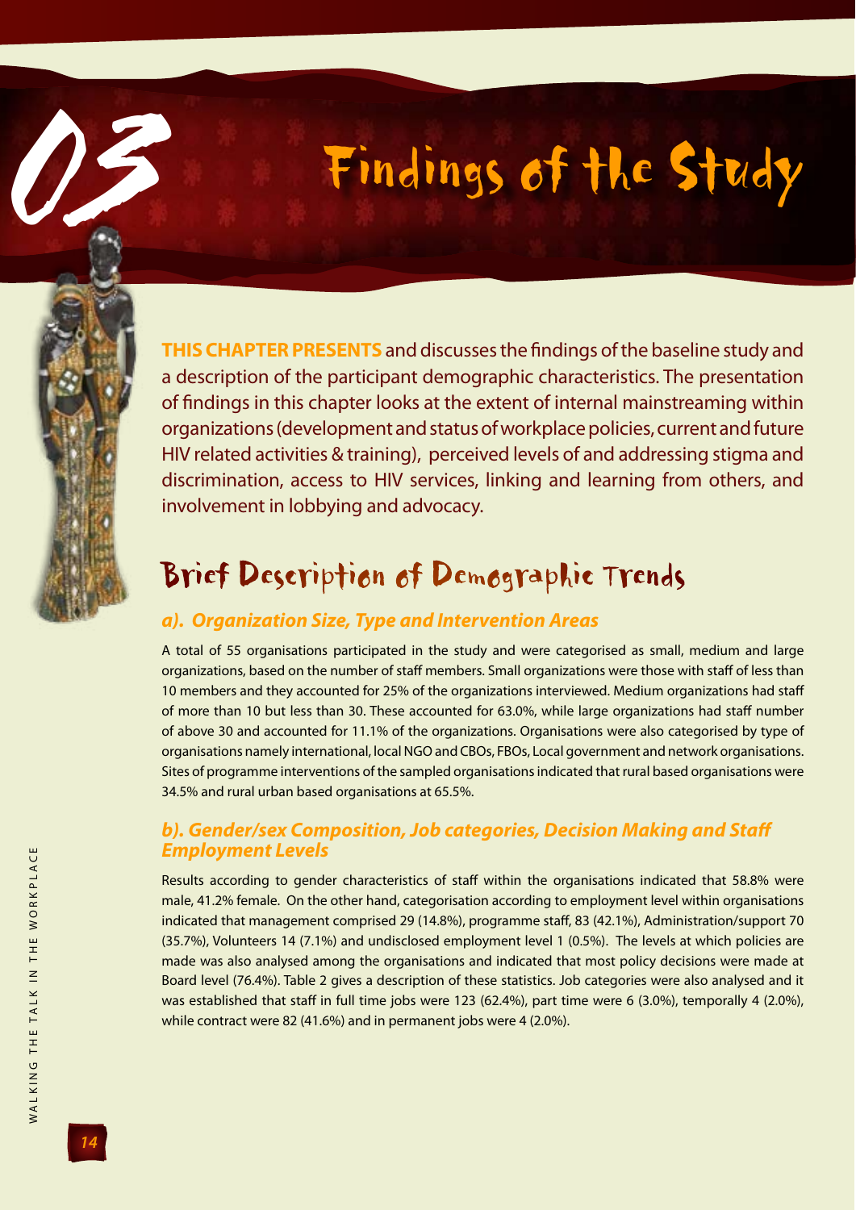# 03 Findings of the Study

**THIS CHAPTER PRESENTS** and discusses the findings of the baseline study and a description of the participant demographic characteristics. The presentation of findings in this chapter looks at the extent of internal mainstreaming within organizations (development and status of workplace policies, current and future HIV related activities & training), perceived levels of and addressing stigma and discrimination, access to HIV services, linking and learning from others, and involvement in lobbying and advocacy.

## Brief Description of Demographic Trends

### *a). Organization Size, Type and Intervention Areas*

A total of 55 organisations participated in the study and were categorised as small, medium and large organizations, based on the number of staff members. Small organizations were those with staff of less than 10 members and they accounted for 25% of the organizations interviewed. Medium organizations had staff of more than 10 but less than 30. These accounted for 63.0%, while large organizations had staff number of above 30 and accounted for 11.1% of the organizations. Organisations were also categorised by type of organisations namely international, local NGO and CBOs, FBOs, Local government and network organisations. Sites of programme interventions of the sampled organisations indicated that rural based organisations were 34.5% and rural urban based organisations at 65.5%.

### *b). Gender/sex Composition, Job categories, Decision Making and Staff Employment Levels*

Results according to gender characteristics of staff within the organisations indicated that 58.8% were male, 41.2% female. On the other hand, categorisation according to employment level within organisations indicated that management comprised 29 (14.8%), programme staff, 83 (42.1%), Administration/support 70 (35.7%), Volunteers 14 (7.1%) and undisclosed employment level 1 (0.5%). The levels at which policies are made was also analysed among the organisations and indicated that most policy decisions were made at Board level (76.4%). Table 2 gives a description of these statistics. Job categories were also analysed and it was established that staff in full time jobs were 123 (62.4%), part time were 6 (3.0%), temporally 4 (2.0%), while contract were 82 (41.6%) and in permanent jobs were 4 (2.0%).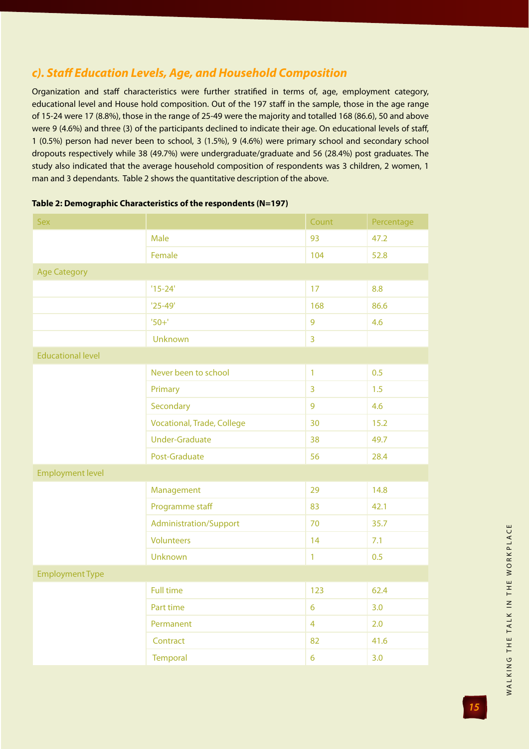### c). Staff Education Levels, Age, and Household Composition

Organization and staff characteristics were further stratified in terms of, age, employment category, educational level and House hold composition. Out of the 197 staff in the sample, those in the age range of 15-24 were 17 (8.8%), those in the range of 25-49 were the majority and totalled 168 (86.6), 50 and above were 9 (4.6%) and three (3) of the participants declined to indicate their age. On educational levels of staff, 1 (0.5%) person had never been to school, 3 (1.5%), 9 (4.6%) were primary school and secondary school dropouts respectively while 38 (49.7%) were undergraduate/graduate and 56 (28.4%) post graduates. The study also indicated that the average household composition of respondents was 3 children, 2 women, 1 man and 3 dependants. Table 2 shows the quantitative description of the above.

**Table 2: Demographic Characteristics of the respondents (N=197)**

| Sex | | Count | Percentage |
|---|---|---|---|
| | Male | 93 | 47.2 |
| | Female | 104 | 52.8 |
| Age Category | | | |
| | '15-24' | 17 | 8.8 |
| | '25-49' | 168 | 86.6 |
| | '50+' | 9 | 4.6 |
| | Unknown | 3 | |
| Educational level | | | |
| | Never been to school | 1 | 0.5 |
| | Primary | 3 | 1.5 |
| | Secondary | 9 | 4.6 |
| | Vocational, Trade, College | 30 | 15.2 |
| | Under-Graduate | 38 | 49.7 |
| | Post-Graduate | 56 | 28.4 |
| Employment level | | | |
| | Management | 29 | 14.8 |
| | Programme staff | 83 | 42.1 |
| | Administration/Support | 70 | 35.7 |
| | Volunteers | 14 | 7.1 |
| | Unknown | 1 | 0.5 |
| Employment Type | | | |
| | Full time | 123 | 62.4 |
| | Part time | 6 | 3.0 |
| | Permanent | 4 | 2.0 |
| | Contract | 82 | 41.6 |
| | Temporal | 6 | 3.0 |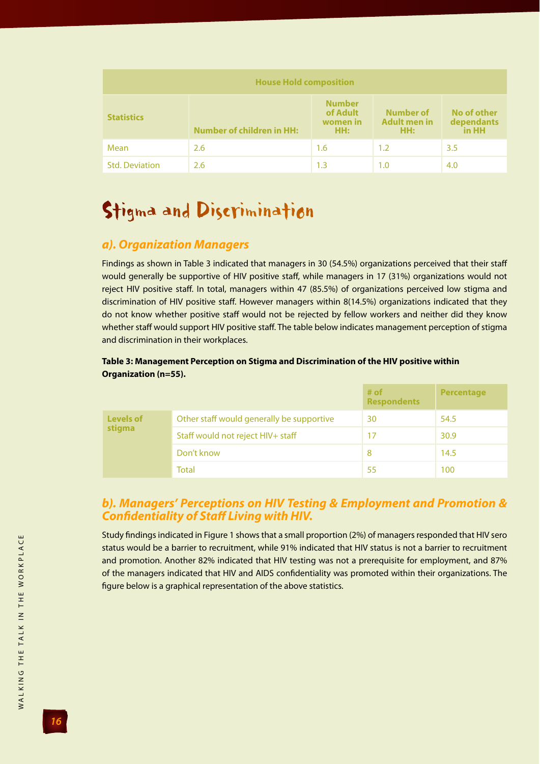| House Hold composition | | | | |
|---|---|---|---|---|
| **Statistics** | **Number of children in HH:** | **Number of Adult women in HH:** | **Number of Adult men in HH:** | **No of other dependants in HH** |
| Mean | 2.6 | 1.6 | 1.2 | 3.5 |
| Std. Deviation | 2.6 | 1.3 | 1.0 | 4.0 |

# Stigma and Discrimination

### *a). Organization Managers*

Findings as shown in Table 3 indicated that managers in 30 (54.5%) organizations perceived that their staff would generally be supportive of HIV positive staff, while managers in 17 (31%) organizations would not reject HIV positive staff. In total, managers within 47 (85.5%) of organizations perceived low stigma and discrimination of HIV positive staff. However managers within 8(14.5%) organizations indicated that they do not know whether positive staff would not be rejected by fellow workers and neither did they know whether staff would support HIV positive staff. The table below indicates management perception of stigma and discrimination in their workplaces.

**Table 3: Management Perception on Stigma and Discrimination of the HIV positive within Organization (n=55).**

| | | # of Respondents | Percentage |
|---|---|---|---|
| **Levels of stigma** | Other staff would generally be supportive | 30 | 54.5 |
| | Staff would not reject HIV+ staff | 17 | 30.9 |
| | Don't know | 8 | 14.5 |
| | Total | 55 | 100 |

### *b). Managers' Perceptions on HIV Testing & Employment and Promotion & Confidentiality of Staff Living with HIV.*

Study findings indicated in Figure 1 shows that a small proportion (2%) of managers responded that HIV sero status would be a barrier to recruitment, while 91% indicated that HIV status is not a barrier to recruitment and promotion. Another 82% indicated that HIV testing was not a prerequisite for employment, and 87% of the managers indicated that HIV and AIDS confidentiality was promoted within their organizations. The figure below is a graphical representation of the above statistics.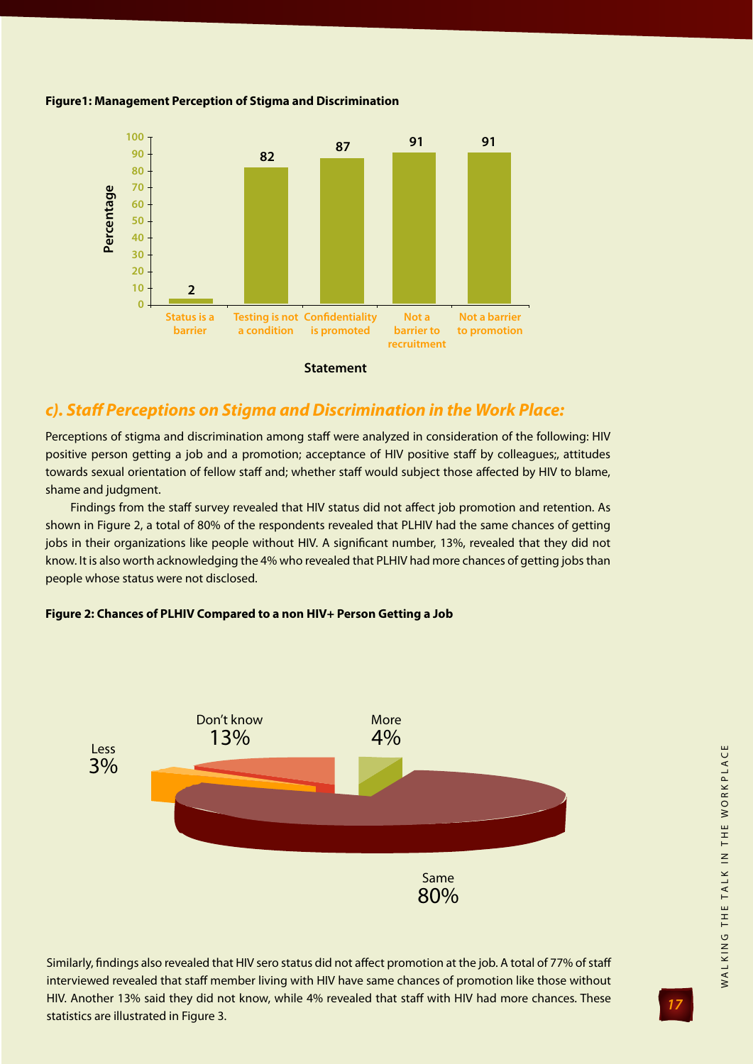**Figure1: Management Perception of Stigma and Discrimination**

| Statement | Percentage |
|---|---|
| Status is a barrier | 2 |
| Testing is not a condition | 82 |
| Confidentiality is promoted | 87 |
| Not a barrier to recruitment | 91 |
| Not a barrier to promotion | 91 |

### *c). Staff Perceptions on Stigma and Discrimination in the Work Place:*

Perceptions of stigma and discrimination among staff were analyzed in consideration of the following: HIV positive person getting a job and a promotion; acceptance of HIV positive staff by colleagues;, attitudes towards sexual orientation of fellow staff and; whether staff would subject those affected by HIV to blame, shame and judgment.

Findings from the staff survey revealed that HIV status did not affect job promotion and retention. As shown in Figure 2, a total of 80% of the respondents revealed that PLHIV had the same chances of getting jobs in their organizations like people without HIV. A significant number, 13%, revealed that they did not know. It is also worth acknowledging the 4% who revealed that PLHIV had more chances of getting jobs than people whose status were not disclosed.

**Figure 2: Chances of PLHIV Compared to a non HIV+ Person Getting a Job**

| Response | Percentage |
|---|---|
| Same | 80% |
| Don't know | 13% |
| More | 4% |
| Less | 3% |

Similarly, findings also revealed that HIV sero status did not affect promotion at the job. A total of 77% of staff interviewed revealed that staff member living with HIV have same chances of promotion like those without HIV. Another 13% said they did not know, while 4% revealed that staff with HIV had more chances. These statistics are illustrated in Figure 3.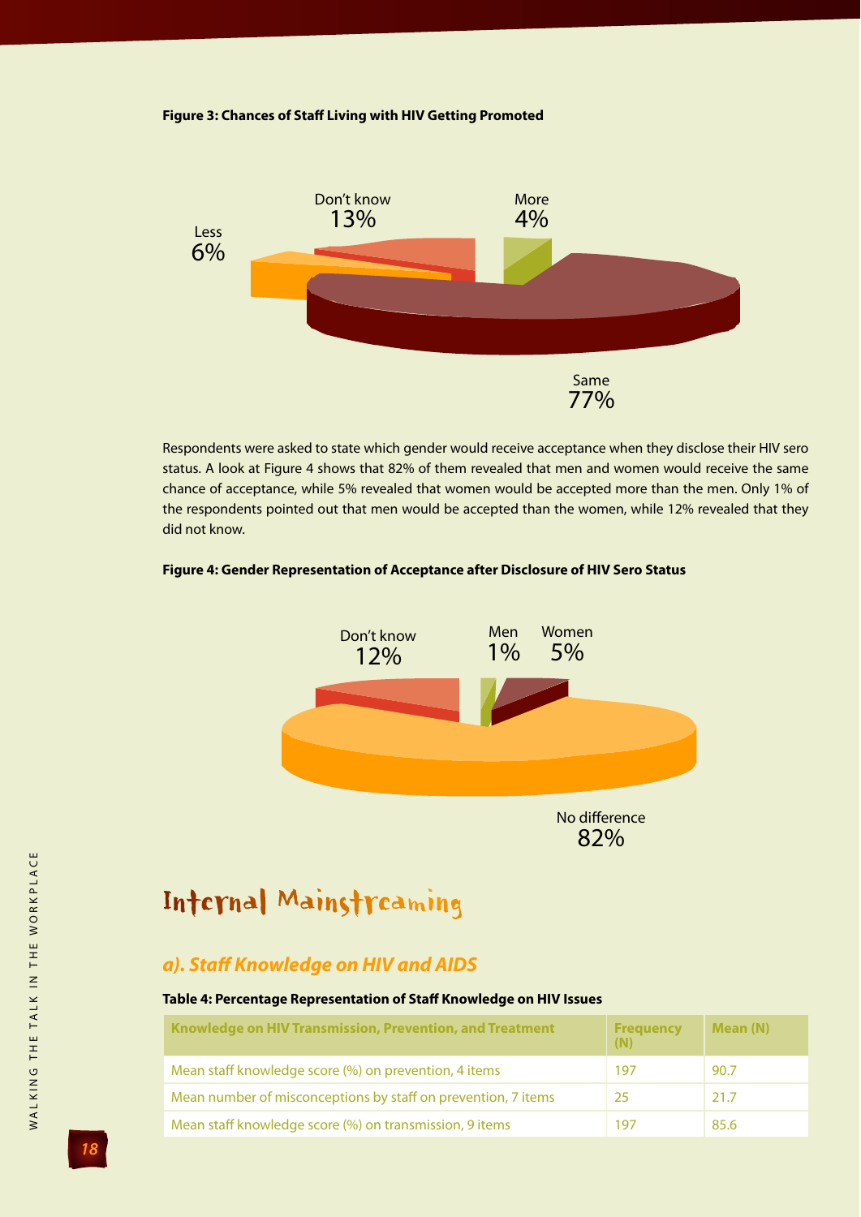**Figure 3: Chances of Staff Living with HIV Getting Promoted**

Don't know 13%
More 4%
Less 6%
Same 77%

Respondents were asked to state which gender would receive acceptance when they disclose their HIV sero status. A look at Figure 4 shows that 82% of them revealed that men and women would receive the same chance of acceptance, while 5% revealed that women would be accepted more than the men. Only 1% of the respondents pointed out that men would be accepted than the women, while 12% revealed that they did not know.

**Figure 4: Gender Representation of Acceptance after Disclosure of HIV Sero Status**

Don't know 12%
Men 1%
Women 5%
No difference 82%

# Internal Mainstreaming

## *a). Staff Knowledge on HIV and AIDS*

**Table 4: Percentage Representation of Staff Knowledge on HIV Issues**

| Knowledge on HIV Transmission, Prevention, and Treatment | Frequency (N) | Mean (N) |
|---|---|---|
| Mean staff knowledge score (%) on prevention, 4 items | 197 | 90.7 |
| Mean number of misconceptions by staff on prevention, 7 items | 25 | 21.7 |
| Mean staff knowledge score (%) on transmission, 9 items | 197 | 85.6 |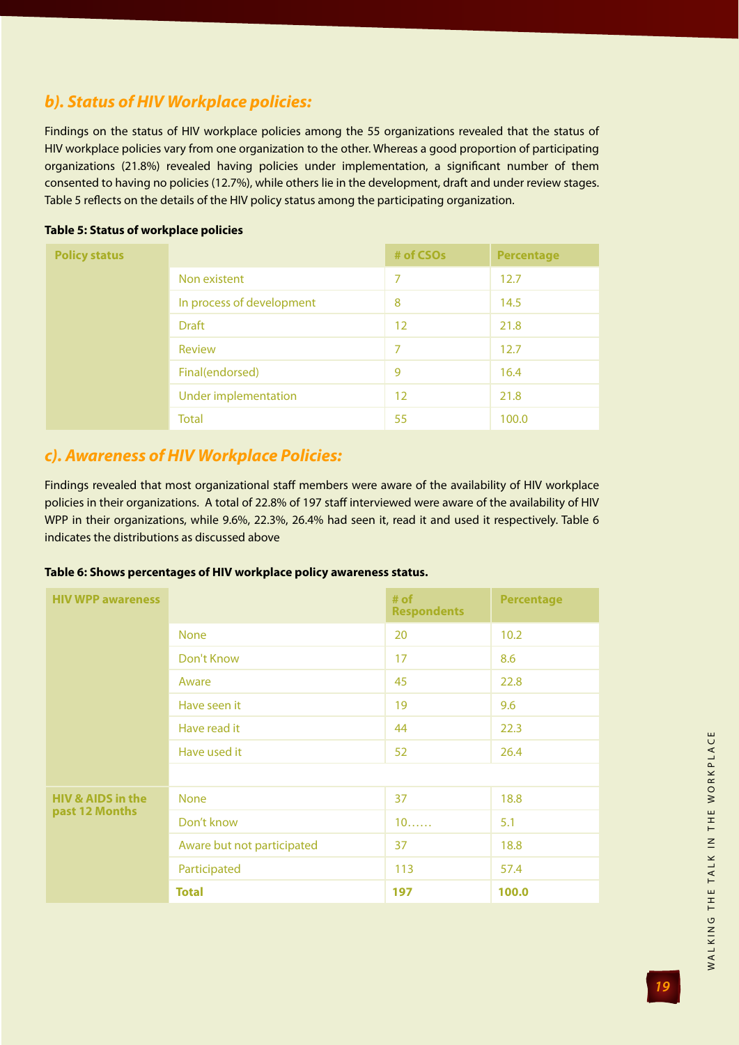### *b). Status of HIV Workplace policies:*

Findings on the status of HIV workplace policies among the 55 organizations revealed that the status of HIV workplace policies vary from one organization to the other. Whereas a good proportion of participating organizations (21.8%) revealed having policies under implementation, a significant number of them consented to having no policies (12.7%), while others lie in the development, draft and under review stages. Table 5 reflects on the details of the HIV policy status among the participating organization.

**Table 5: Status of workplace policies**

| Policy status | | # of CSOs | Percentage |
|---|---|---|---|
| | Non existent | 7 | 12.7 |
| | In process of development | 8 | 14.5 |
| | Draft | 12 | 21.8 |
| | Review | 7 | 12.7 |
| | Final(endorsed) | 9 | 16.4 |
| | Under implementation | 12 | 21.8 |
| | Total | 55 | 100.0 |

### *c). Awareness of HIV Workplace Policies:*

Findings revealed that most organizational staff members were aware of the availability of HIV workplace policies in their organizations. A total of 22.8% of 197 staff interviewed were aware of the availability of HIV WPP in their organizations, while 9.6%, 22.3%, 26.4% had seen it, read it and used it respectively. Table 6 indicates the distributions as discussed above

**Table 6: Shows percentages of HIV workplace policy awareness status.**

| HIV WPP awareness | | # of Respondents | Percentage |
|---|---|---|---|
| | None | 20 | 10.2 |
| | Don't Know | 17 | 8.6 |
| | Aware | 45 | 22.8 |
| | Have seen it | 19 | 9.6 |
| | Have read it | 44 | 22.3 |
| | Have used it | 52 | 26.4 |
| | | | |
| HIV & AIDS in the past 12 Months | None | 37 | 18.8 |
| | Don't know | 10…… | 5.1 |
| | Aware but not participated | 37 | 18.8 |
| | Participated | 113 | 57.4 |
| | **Total** | **197** | **100.0** |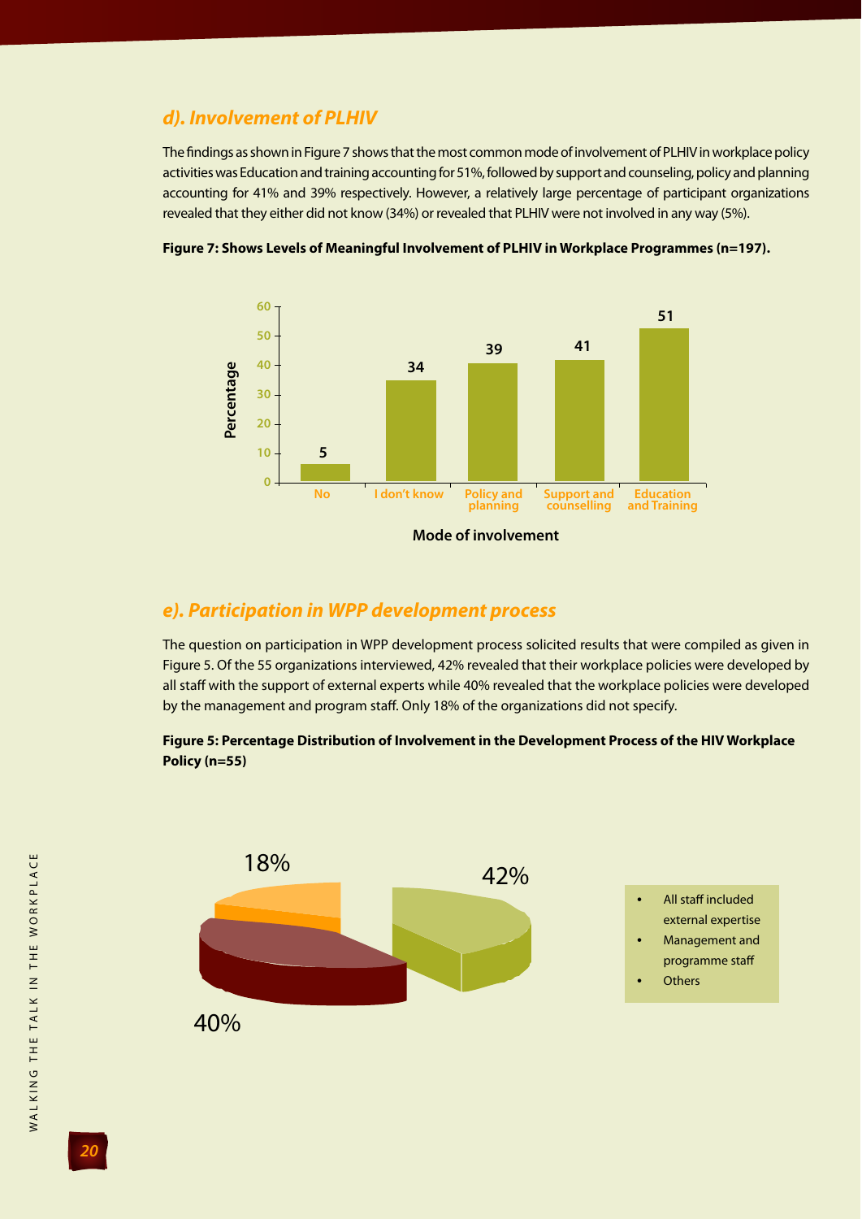### d). Involvement of PLHIV

The findings as shown in Figure 7 shows that the most common mode of involvement of PLHIV in workplace policy activities was Education and training accounting for 51%, followed by support and counseling, policy and planning accounting for 41% and 39% respectively. However, a relatively large percentage of participant organizations revealed that they either did not know (34%) or revealed that PLHIV were not involved in any way (5%).

**Figure 7: Shows Levels of Meaningful Involvement of PLHIV in Workplace Programmes (n=197).**

| Mode of involvement | Percentage |
|---|---|
| No | 5 |
| I don't know | 34 |
| Policy and planning | 39 |
| Support and counselling | 41 |
| Education and Training | 51 |

### e). Participation in WPP development process

The question on participation in WPP development process solicited results that were compiled as given in Figure 5. Of the 55 organizations interviewed, 42% revealed that their workplace policies were developed by all staff with the support of external experts while 40% revealed that the workplace policies were developed by the management and program staff. Only 18% of the organizations did not specify.

**Figure 5: Percentage Distribution of Involvement in the Development Process of the HIV Workplace Policy (n=55)**

| Category | Percentage |
|---|---|
| All staff included external expertise | 42% |
| Management and programme staff | 40% |
| Others | 18% |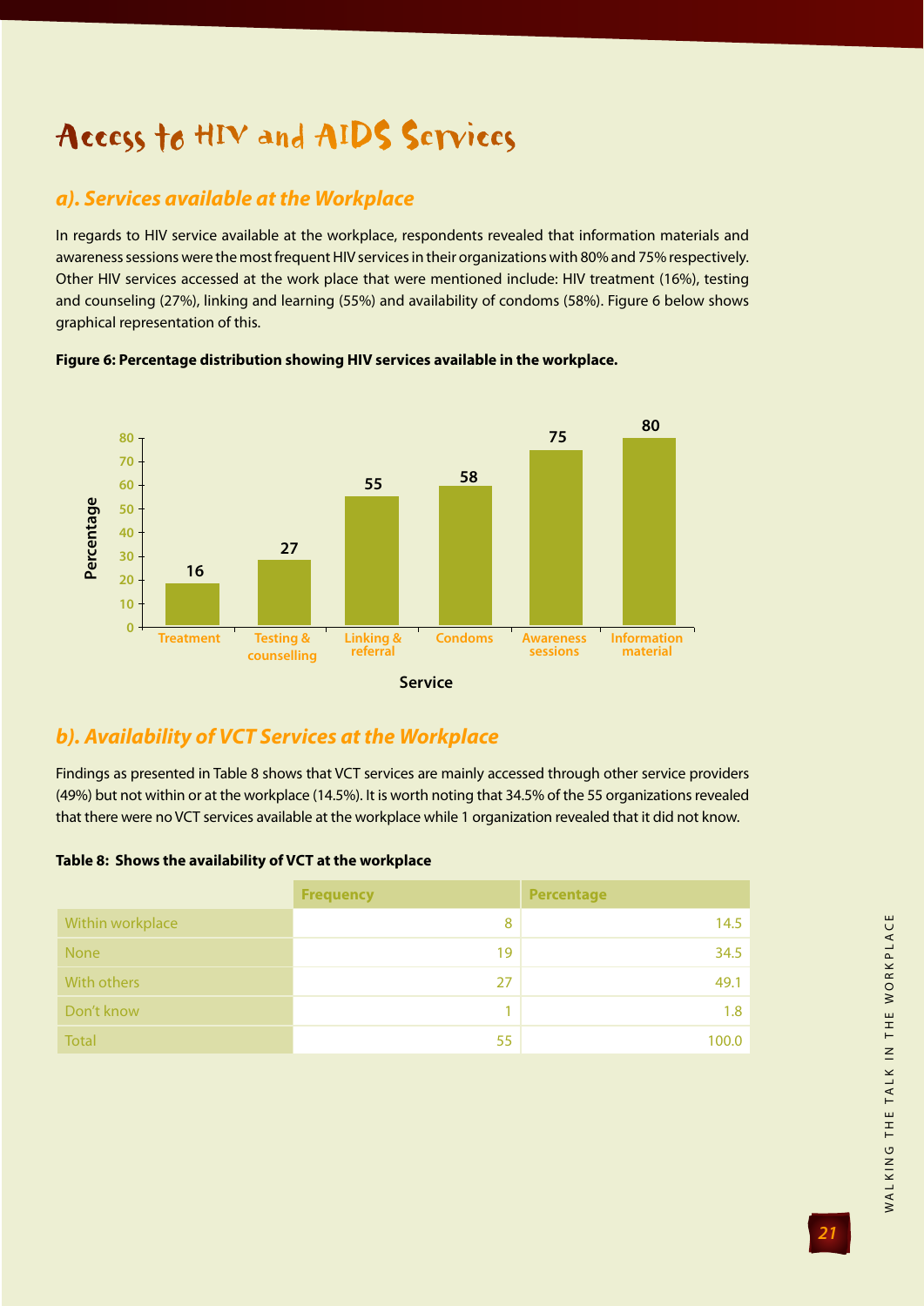# Access to HIV and AIDS Services

## a). Services available at the Workplace

In regards to HIV service available at the workplace, respondents revealed that information materials and awareness sessions were the most frequent HIV services in their organizations with 80% and 75% respectively. Other HIV services accessed at the work place that were mentioned include: HIV treatment (16%), testing and counseling (27%), linking and learning (55%) and availability of condoms (58%). Figure 6 below shows graphical representation of this.

**Figure 6: Percentage distribution showing HIV services available in the workplace.**

| Service | Percentage |
|---|---|
| Treatment | 16 |
| Testing & counselling | 27 |
| Linking & referral | 55 |
| Condoms | 58 |
| Awareness sessions | 75 |
| Information material | 80 |

## b). Availability of VCT Services at the Workplace

Findings as presented in Table 8 shows that VCT services are mainly accessed through other service providers (49%) but not within or at the workplace (14.5%). It is worth noting that 34.5% of the 55 organizations revealed that there were no VCT services available at the workplace while 1 organization revealed that it did not know.

**Table 8: Shows the availability of VCT at the workplace**

| | Frequency | Percentage |
|---|---|---|
| Within workplace | 8 | 14.5 |
| None | 19 | 34.5 |
| With others | 27 | 49.1 |
| Don't know | 1 | 1.8 |
| Total | 55 | 100.0 |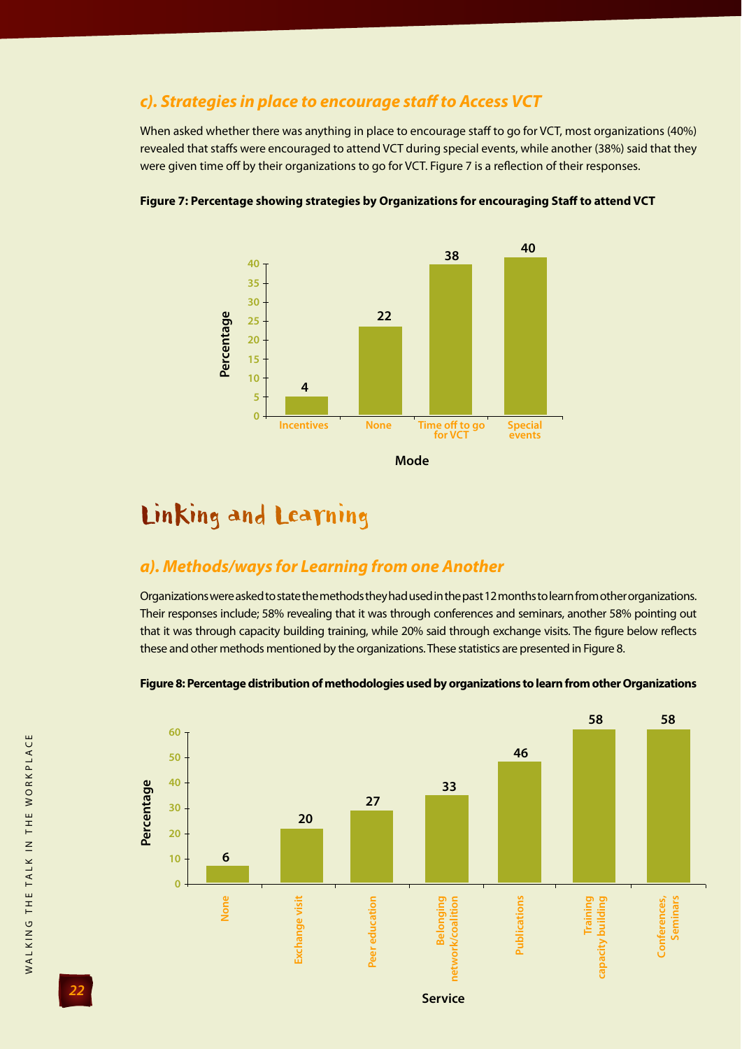### c). Strategies in place to encourage staff to Access VCT

When asked whether there was anything in place to encourage staff to go for VCT, most organizations (40%) revealed that staffs were encouraged to attend VCT during special events, while another (38%) said that they were given time off by their organizations to go for VCT. Figure 7 is a reflection of their responses.

**Figure 7: Percentage showing strategies by Organizations for encouraging Staff to attend VCT**

| Mode | Percentage |
|---|---|
| Incentives | 4 |
| None | 22 |
| Time off to go for VCT | 38 |
| Special events | 40 |

## Linking and Learning

### a). Methods/ways for Learning from one Another

Organizations were asked to state the methods they had used in the past 12 months to learn from other organizations. Their responses include; 58% revealing that it was through conferences and seminars, another 58% pointing out that it was through capacity building training, while 20% said through exchange visits. The figure below reflects these and other methods mentioned by the organizations. These statistics are presented in Figure 8.

**Figure 8: Percentage distribution of methodologies used by organizations to learn from other Organizations**

| Service | Percentage |
|---|---|
| None | 6 |
| Exchange visit | 20 |
| Peer education | 27 |
| Belonging network/coalition | 33 |
| Publications | 46 |
| Training capacity building | 58 |
| Conferences, Seminars | 58 |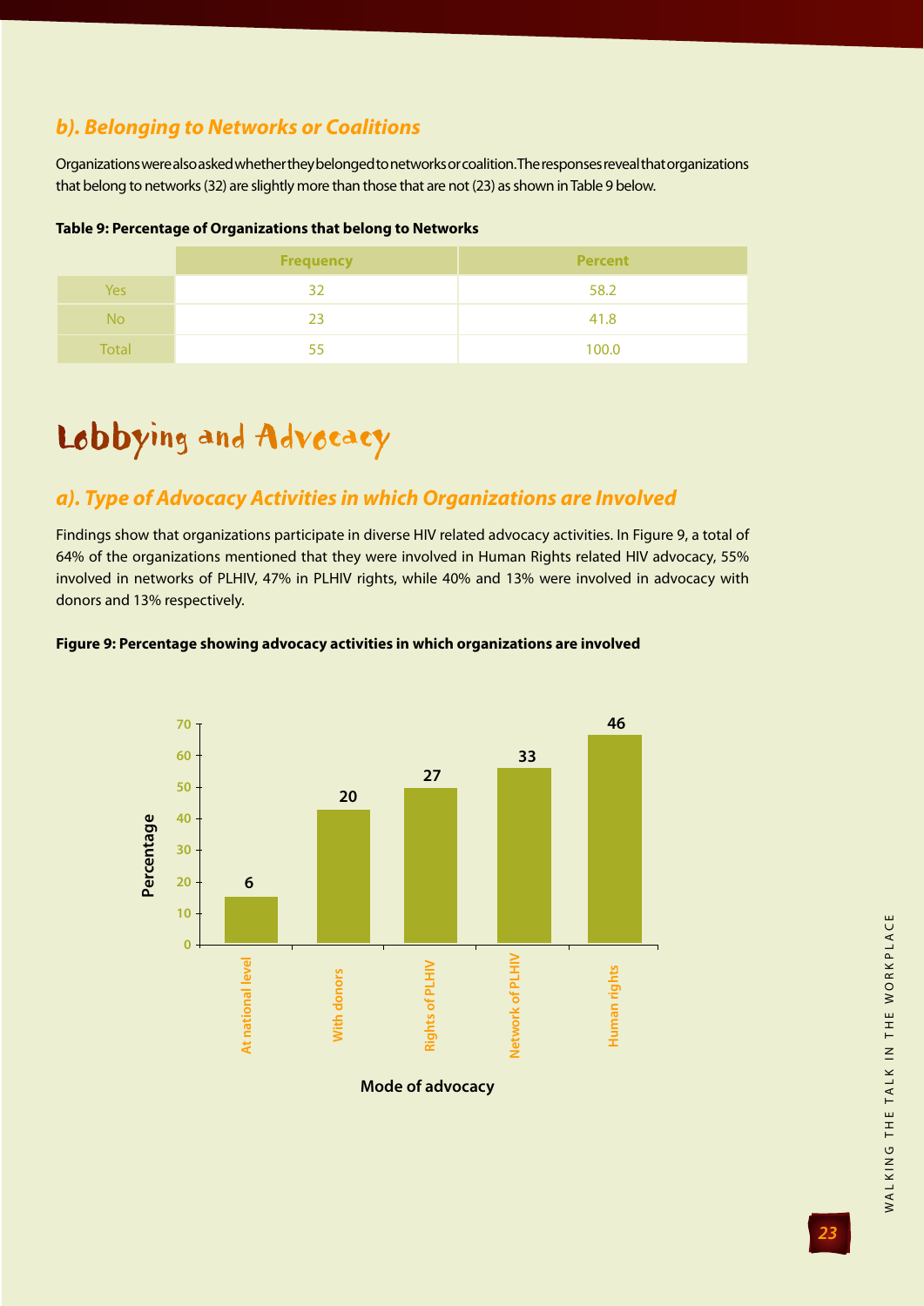### b). Belonging to Networks or Coalitions

Organizations were also asked whether they belonged to networks or coalition. The responses reveal that organizations that belong to networks (32) are slightly more than those that are not (23) as shown in Table 9 below.

**Table 9: Percentage of Organizations that belong to Networks**

| | Frequency | Percent |
|---|---|---|
| Yes | 32 | 58.2 |
| No | 23 | 41.8 |
| Total | 55 | 100.0 |

# Lobbying and Advocacy

### a). Type of Advocacy Activities in which Organizations are Involved

Findings show that organizations participate in diverse HIV related advocacy activities. In Figure 9, a total of 64% of the organizations mentioned that they were involved in Human Rights related HIV advocacy, 55% involved in networks of PLHIV, 47% in PLHIV rights, while 40% and 13% were involved in advocacy with donors and 13% respectively.

**Figure 9: Percentage showing advocacy activities in which organizations are involved**

| Mode of advocacy | Count (bar label) |
|---|---|
| At national level | 6 |
| With donors | 20 |
| Rights of PLHIV | 27 |
| Network of PLHIV | 33 |
| Human rights | 46 |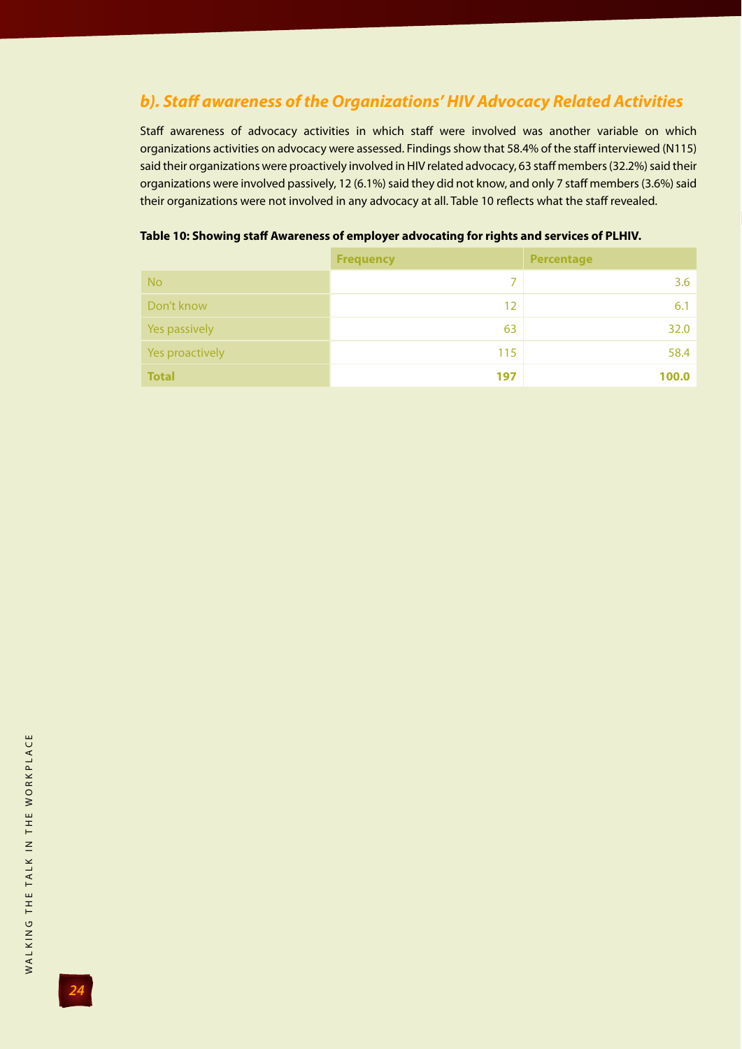### *b). Staff awareness of the Organizations' HIV Advocacy Related Activities*

Staff awareness of advocacy activities in which staff were involved was another variable on which organizations activities on advocacy were assessed. Findings show that 58.4% of the staff interviewed (N115) said their organizations were proactively involved in HIV related advocacy, 63 staff members (32.2%) said their organizations were involved passively, 12 (6.1%) said they did not know, and only 7 staff members (3.6%) said their organizations were not involved in any advocacy at all. Table 10 reflects what the staff revealed.

**Table 10: Showing staff Awareness of employer advocating for rights and services of PLHIV.**

| | Frequency | Percentage |
|---|---|---|
| No | 7 | 3.6 |
| Don't know | 12 | 6.1 |
| Yes passively | 63 | 32.0 |
| Yes proactively | 115 | 58.4 |
| **Total** | **197** | **100.0** |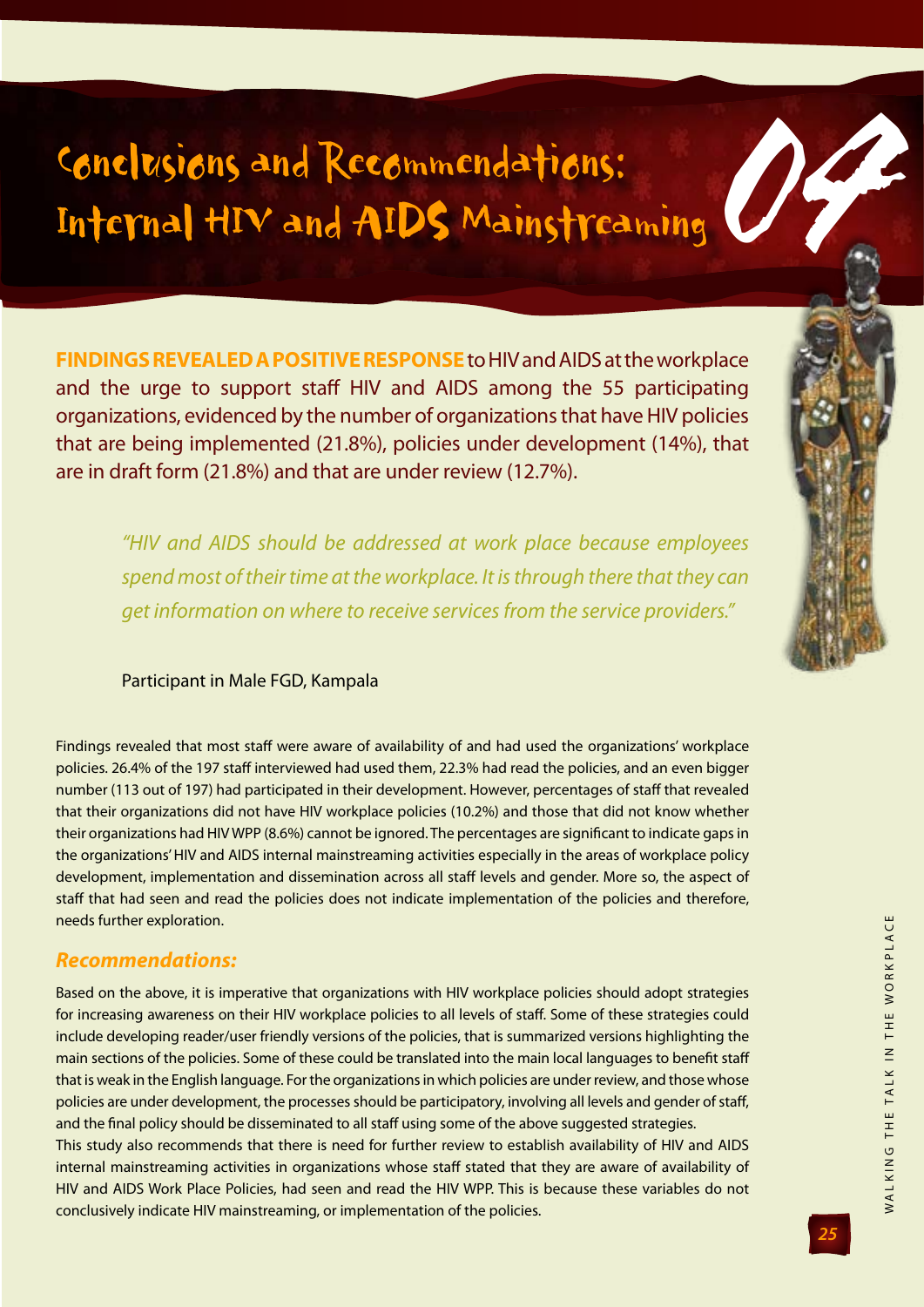# Conclusions and Recommendations: Internal HIV and AIDS Mainstreaming

**FINDINGS REVEALED A POSITIVE RESPONSE** to HIV and AIDS at the workplace and the urge to support staff HIV and AIDS among the 55 participating organizations, evidenced by the number of organizations that have HIV policies that are being implemented (21.8%), policies under development (14%), that are in draft form (21.8%) and that are under review (12.7%).

> *"HIV and AIDS should be addressed at work place because employees spend most of their time at the workplace. It is through there that they can get information on where to receive services from the service providers."*
>
> Participant in Male FGD, Kampala

Findings revealed that most staff were aware of availability of and had used the organizations' workplace policies. 26.4% of the 197 staff interviewed had used them, 22.3% had read the policies, and an even bigger number (113 out of 197) had participated in their development. However, percentages of staff that revealed that their organizations did not have HIV workplace policies (10.2%) and those that did not know whether their organizations had HIV WPP (8.6%) cannot be ignored. The percentages are significant to indicate gaps in the organizations' HIV and AIDS internal mainstreaming activities especially in the areas of workplace policy development, implementation and dissemination across all staff levels and gender. More so, the aspect of staff that had seen and read the policies does not indicate implementation of the policies and therefore, needs further exploration.

### *Recommendations:*

Based on the above, it is imperative that organizations with HIV workplace policies should adopt strategies for increasing awareness on their HIV workplace policies to all levels of staff. Some of these strategies could include developing reader/user friendly versions of the policies, that is summarized versions highlighting the main sections of the policies. Some of these could be translated into the main local languages to benefit staff that is weak in the English language. For the organizations in which policies are under review, and those whose policies are under development, the processes should be participatory, involving all levels and gender of staff, and the final policy should be disseminated to all staff using some of the above suggested strategies.

This study also recommends that there is need for further review to establish availability of HIV and AIDS internal mainstreaming activities in organizations whose staff stated that they are aware of availability of HIV and AIDS Work Place Policies, had seen and read the HIV WPP. This is because these variables do not conclusively indicate HIV mainstreaming, or implementation of the policies.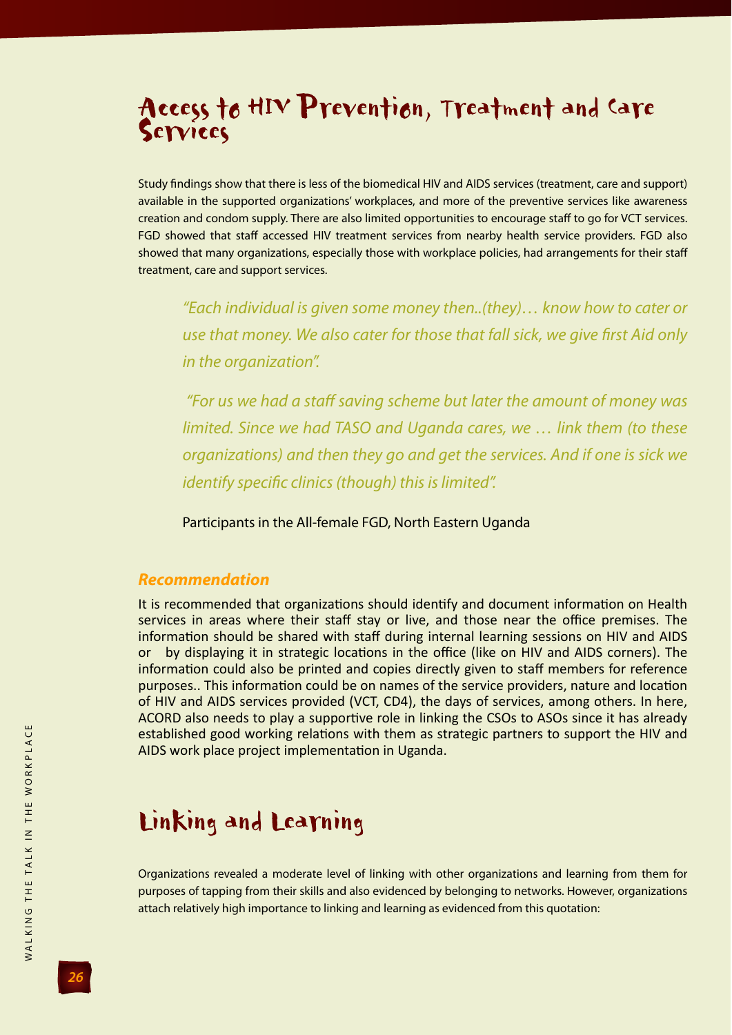# Access to HIV Prevention, Treatment and Care Services

Study findings show that there is less of the biomedical HIV and AIDS services (treatment, care and support) available in the supported organizations' workplaces, and more of the preventive services like awareness creation and condom supply. There are also limited opportunities to encourage staff to go for VCT services. FGD showed that staff accessed HIV treatment services from nearby health service providers. FGD also showed that many organizations, especially those with workplace policies, had arrangements for their staff treatment, care and support services.

> *"Each individual is given some money then..(they)… know how to cater or use that money. We also cater for those that fall sick, we give first Aid only in the organization".*
>
> *"For us we had a staff saving scheme but later the amount of money was limited. Since we had TASO and Uganda cares, we … link them (to these organizations) and then they go and get the services. And if one is sick we identify specific clinics (though) this is limited".*
>
> Participants in the All-female FGD, North Eastern Uganda

### *Recommendation*

It is recommended that organizations should identify and document information on Health services in areas where their staff stay or live, and those near the office premises. The information should be shared with staff during internal learning sessions on HIV and AIDS or by displaying it in strategic locations in the office (like on HIV and AIDS corners). The information could also be printed and copies directly given to staff members for reference purposes.. This information could be on names of the service providers, nature and location of HIV and AIDS services provided (VCT, CD4), the days of services, among others. In here, ACORD also needs to play a supportive role in linking the CSOs to ASOs since it has already established good working relations with them as strategic partners to support the HIV and AIDS work place project implementation in Uganda.

# Linking and Learning

Organizations revealed a moderate level of linking with other organizations and learning from them for purposes of tapping from their skills and also evidenced by belonging to networks. However, organizations attach relatively high importance to linking and learning as evidenced from this quotation: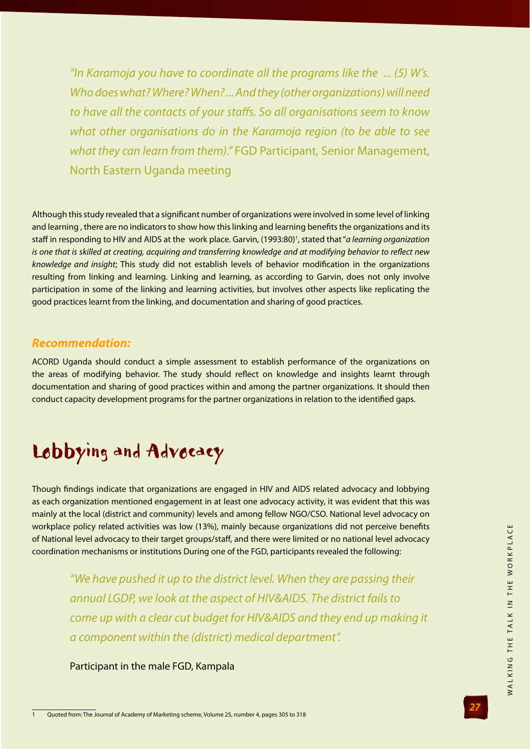*"In Karamoja you have to coordinate all the programs like the ... (5) W's. Who does what? Where? When? ... And they (other organizations) will need to have all the contacts of your staffs. So all organisations seem to know what other organisations do in the Karamoja region (to be able to see what they can learn from them)."* FGD Participant, Senior Management, North Eastern Uganda meeting

Although this study revealed that a significant number of organizations were involved in some level of linking and learning , there are no indicators to show how this linking and learning benefits the organizations and its staff in responding to HIV and AIDS at the work place. Garvin, (1993:80)[1], stated that "*a learning organization is one that is skilled at creating, acquiring and transferring knowledge and at modifying behavior to reflect new knowledge and insight*; This study did not establish levels of behavior modification in the organizations resulting from linking and learning. Linking and learning, as according to Garvin, does not only involve participation in some of the linking and learning activities, but involves other aspects like replicating the good practices learnt from the linking, and documentation and sharing of good practices.

### *Recommendation:*

ACORD Uganda should conduct a simple assessment to establish performance of the organizations on the areas of modifying behavior. The study should reflect on knowledge and insights learnt through documentation and sharing of good practices within and among the partner organizations. It should then conduct capacity development programs for the partner organizations in relation to the identified gaps.

## Lobbying and Advocacy

Though findings indicate that organizations are engaged in HIV and AIDS related advocacy and lobbying as each organization mentioned engagement in at least one advocacy activity, it was evident that this was mainly at the local (district and community) levels and among fellow NGO/CSO. National level advocacy on workplace policy related activities was low (13%), mainly because organizations did not perceive benefits of National level advocacy to their target groups/staff, and there were limited or no national level advocacy coordination mechanisms or institutions During one of the FGD, participants revealed the following:

> *"We have pushed it up to the district level. When they are passing their annual LGDP, we look at the aspect of HIV&AIDS. The district fails to come up with a clear cut budget for HIV&AIDS and they end up making it a component within the (district) medical department".*
>
> Participant in the male FGD, Kampala

---

1 Quoted from: The Journal of Academy of Marketing scheme, Volume 25, number 4, pages 305 to 318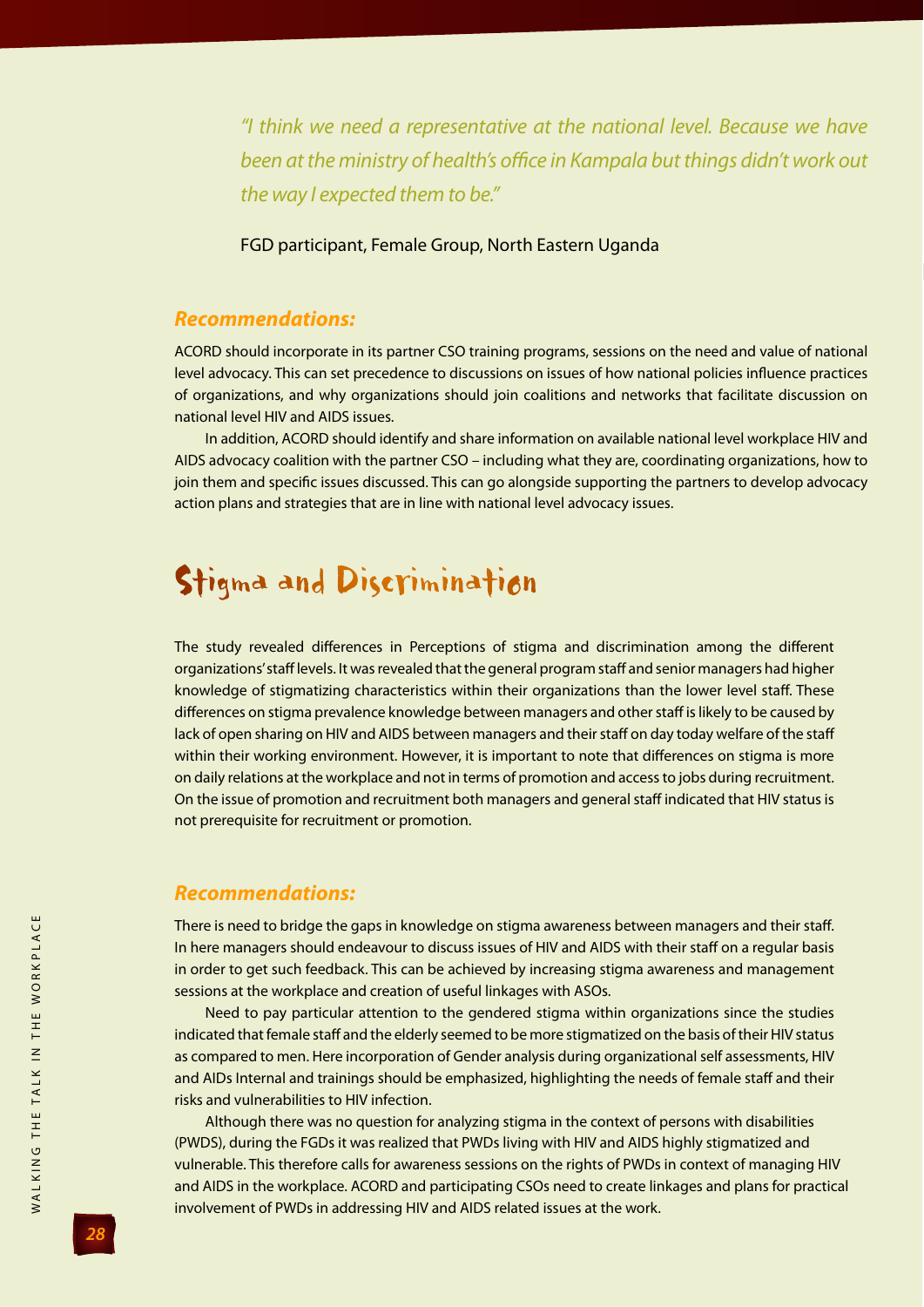*"I think we need a representative at the national level. Because we have been at the ministry of health's office in Kampala but things didn't work out the way I expected them to be."*

FGD participant, Female Group, North Eastern Uganda

### *Recommendations:*

ACORD should incorporate in its partner CSO training programs, sessions on the need and value of national level advocacy. This can set precedence to discussions on issues of how national policies influence practices of organizations, and why organizations should join coalitions and networks that facilitate discussion on national level HIV and AIDS issues.

In addition, ACORD should identify and share information on available national level workplace HIV and AIDS advocacy coalition with the partner CSO – including what they are, coordinating organizations, how to join them and specific issues discussed. This can go alongside supporting the partners to develop advocacy action plans and strategies that are in line with national level advocacy issues.

## Stigma and Discrimination

The study revealed differences in Perceptions of stigma and discrimination among the different organizations' staff levels. It was revealed that the general program staff and senior managers had higher knowledge of stigmatizing characteristics within their organizations than the lower level staff. These differences on stigma prevalence knowledge between managers and other staff is likely to be caused by lack of open sharing on HIV and AIDS between managers and their staff on day today welfare of the staff within their working environment. However, it is important to note that differences on stigma is more on daily relations at the workplace and not in terms of promotion and access to jobs during recruitment. On the issue of promotion and recruitment both managers and general staff indicated that HIV status is not prerequisite for recruitment or promotion.

### *Recommendations:*

There is need to bridge the gaps in knowledge on stigma awareness between managers and their staff. In here managers should endeavour to discuss issues of HIV and AIDS with their staff on a regular basis in order to get such feedback. This can be achieved by increasing stigma awareness and management sessions at the workplace and creation of useful linkages with ASOs.

Need to pay particular attention to the gendered stigma within organizations since the studies indicated that female staff and the elderly seemed to be more stigmatized on the basis of their HIV status as compared to men. Here incorporation of Gender analysis during organizational self assessments, HIV and AIDs Internal and trainings should be emphasized, highlighting the needs of female staff and their risks and vulnerabilities to HIV infection.

Although there was no question for analyzing stigma in the context of persons with disabilities (PWDS), during the FGDs it was realized that PWDs living with HIV and AIDS highly stigmatized and vulnerable. This therefore calls for awareness sessions on the rights of PWDs in context of managing HIV and AIDS in the workplace. ACORD and participating CSOs need to create linkages and plans for practical involvement of PWDs in addressing HIV and AIDS related issues at the work.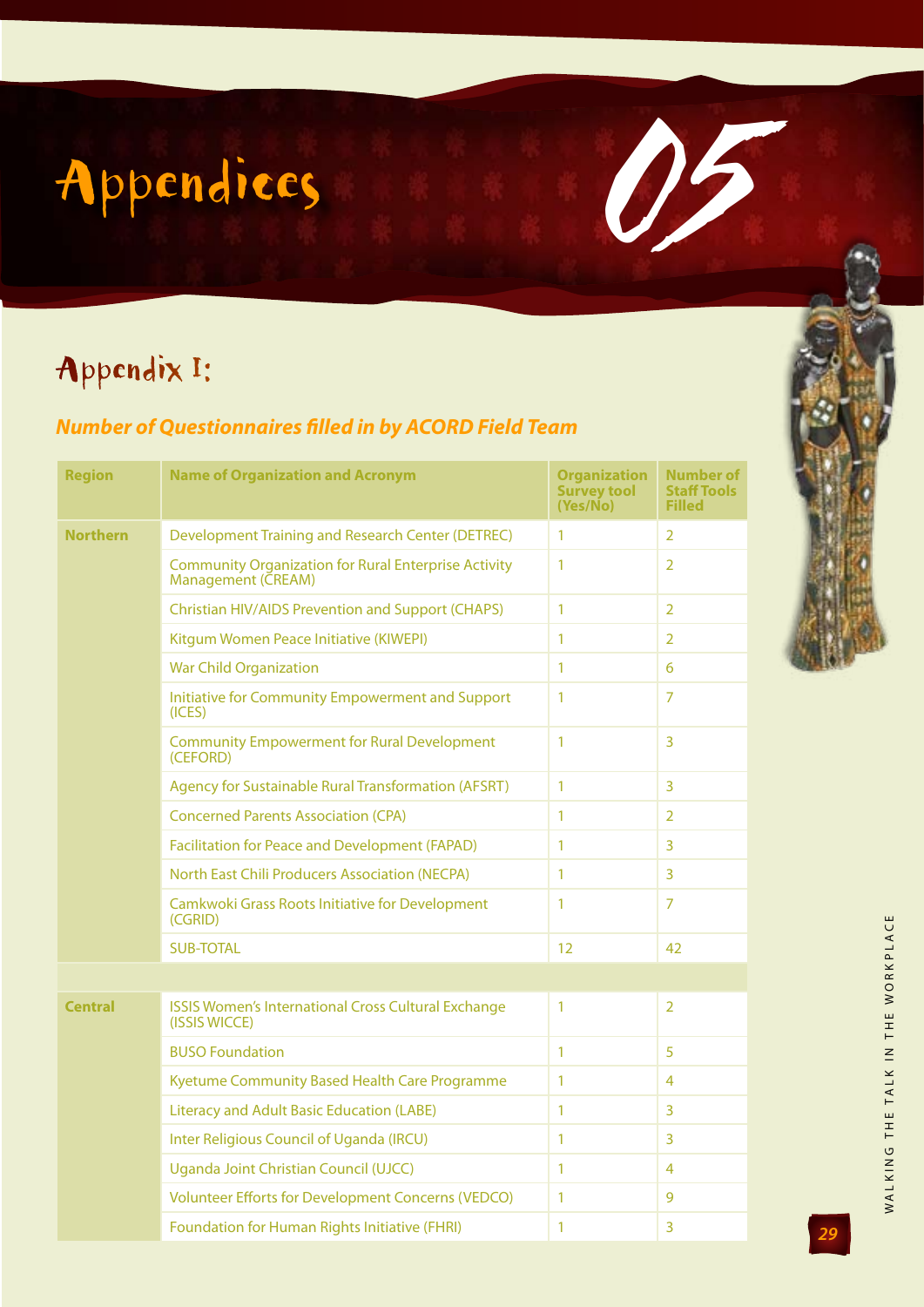# Appendices

## 05

## Appendix I:

### *Number of Questionnaires filled in by ACORD Field Team*

| Region | Name of Organization and Acronym | Organization Survey tool (Yes/No) | Number of Staff Tools Filled |
|---|---|---|---|
| Northern | Development Training and Research Center (DETREC) | 1 | 2 |
| | Community Organization for Rural Enterprise Activity Management (CREAM) | 1 | 2 |
| | Christian HIV/AIDS Prevention and Support (CHAPS) | 1 | 2 |
| | Kitgum Women Peace Initiative (KIWEPI) | 1 | 2 |
| | War Child Organization | 1 | 6 |
| | Initiative for Community Empowerment and Support (ICES) | 1 | 7 |
| | Community Empowerment for Rural Development (CEFORD) | 1 | 3 |
| | Agency for Sustainable Rural Transformation (AFSRT) | 1 | 3 |
| | Concerned Parents Association (CPA) | 1 | 2 |
| | Facilitation for Peace and Development (FAPAD) | 1 | 3 |
| | North East Chili Producers Association (NECPA) | 1 | 3 |
| | Camkwoki Grass Roots Initiative for Development (CGRID) | 1 | 7 |
| | SUB-TOTAL | 12 | 42 |
| | | | |
| Central | ISSIS Women's International Cross Cultural Exchange (ISSIS WICCE) | 1 | 2 |
| | BUSO Foundation | 1 | 5 |
| | Kyetume Community Based Health Care Programme | 1 | 4 |
| | Literacy and Adult Basic Education (LABE) | 1 | 3 |
| | Inter Religious Council of Uganda (IRCU) | 1 | 3 |
| | Uganda Joint Christian Council (UJCC) | 1 | 4 |
| | Volunteer Efforts for Development Concerns (VEDCO) | 1 | 9 |
| | Foundation for Human Rights Initiative (FHRI) | 1 | 3 |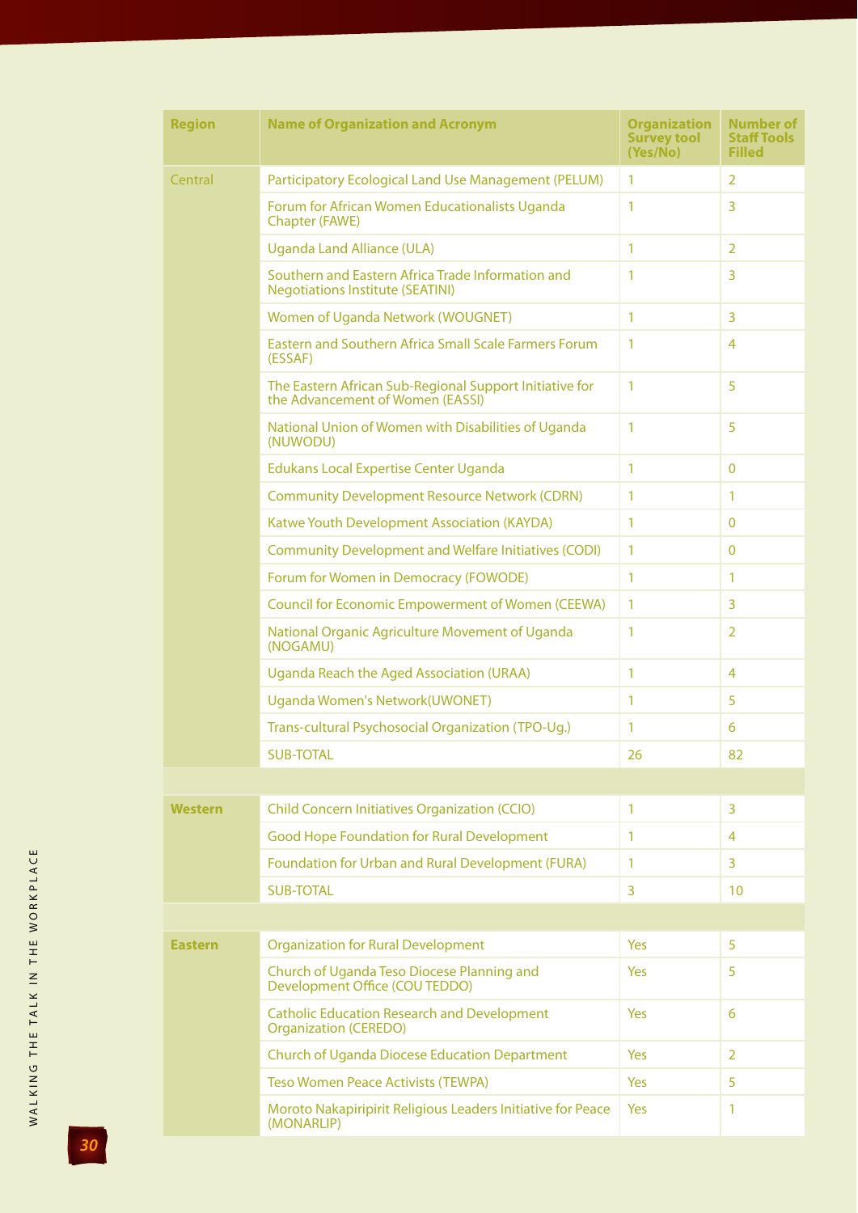| Region | Name of Organization and Acronym | Organization Survey tool (Yes/No) | Number of Staff Tools Filled |
|---|---|---|---|
| Central | Participatory Ecological Land Use Management (PELUM) | 1 | 2 |
| | Forum for African Women Educationalists Uganda Chapter (FAWE) | 1 | 3 |
| | Uganda Land Alliance (ULA) | 1 | 2 |
| | Southern and Eastern Africa Trade Information and Negotiations Institute (SEATINI) | 1 | 3 |
| | Women of Uganda Network (WOUGNET) | 1 | 3 |
| | Eastern and Southern Africa Small Scale Farmers Forum (ESSAF) | 1 | 4 |
| | The Eastern African Sub-Regional Support Initiative for the Advancement of Women (EASSI) | 1 | 5 |
| | National Union of Women with Disabilities of Uganda (NUWODU) | 1 | 5 |
| | Edukans Local Expertise Center Uganda | 1 | 0 |
| | Community Development Resource Network (CDRN) | 1 | 1 |
| | Katwe Youth Development Association (KAYDA) | 1 | 0 |
| | Community Development and Welfare Initiatives (CODI) | 1 | 0 |
| | Forum for Women in Democracy (FOWODE) | 1 | 1 |
| | Council for Economic Empowerment of Women (CEEWA) | 1 | 3 |
| | National Organic Agriculture Movement of Uganda (NOGAMU) | 1 | 2 |
| | Uganda Reach the Aged Association (URAA) | 1 | 4 |
| | Uganda Women's Network(UWONET) | 1 | 5 |
| | Trans-cultural Psychosocial Organization (TPO-Ug.) | 1 | 6 |
| | SUB-TOTAL | 26 | 82 |
| | | | |
| **Western** | Child Concern Initiatives Organization (CCIO) | 1 | 3 |
| | Good Hope Foundation for Rural Development | 1 | 4 |
| | Foundation for Urban and Rural Development (FURA) | 1 | 3 |
| | SUB-TOTAL | 3 | 10 |
| | | | |
| **Eastern** | Organization for Rural Development | Yes | 5 |
| | Church of Uganda Teso Diocese Planning and Development Office (COU TEDDO) | Yes | 5 |
| | Catholic Education Research and Development Organization (CEREDO) | Yes | 6 |
| | Church of Uganda Diocese Education Department | Yes | 2 |
| | Teso Women Peace Activists (TEWPA) | Yes | 5 |
| | Moroto Nakapiripirit Religious Leaders Initiative for Peace (MONARLIP) | Yes | 1 |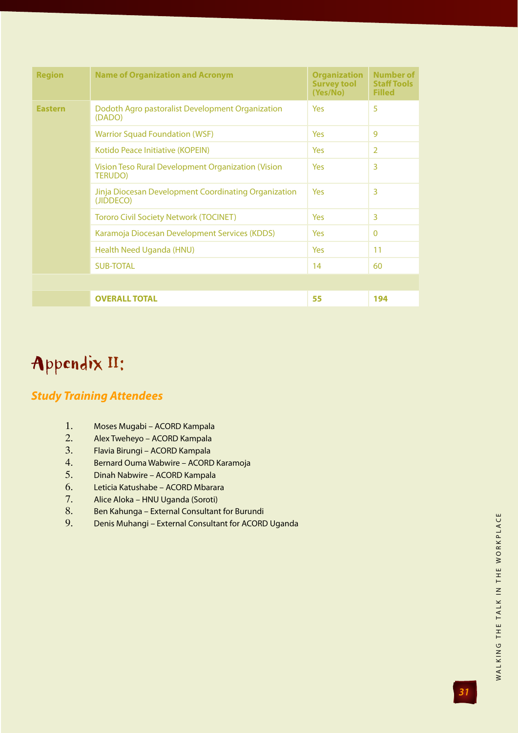| Region | Name of Organization and Acronym | Organization Survey tool (Yes/No) | Number of Staff Tools Filled |
|---|---|---|---|
| Eastern | Dodoth Agro pastoralist Development Organization (DADO) | Yes | 5 |
| | Warrior Squad Foundation (WSF) | Yes | 9 |
| | Kotido Peace Initiative (KOPEIN) | Yes | 2 |
| | Vision Teso Rural Development Organization (Vision TERUDO) | Yes | 3 |
| | Jinja Diocesan Development Coordinating Organization (JIDDECO) | Yes | 3 |
| | Tororo Civil Society Network (TOCINET) | Yes | 3 |
| | Karamoja Diocesan Development Services (KDDS) | Yes | 0 |
| | Health Need Uganda (HNU) | Yes | 11 |
| | SUB-TOTAL | 14 | 60 |
| | | | |
| | **OVERALL TOTAL** | **55** | **194** |

# Appendix II:

## *Study Training Attendees*

1. Moses Mugabi – ACORD Kampala
2. Alex Tweheyo – ACORD Kampala
3. Flavia Birungi – ACORD Kampala
4. Bernard Ouma Wabwire – ACORD Karamoja
5. Dinah Nabwire – ACORD Kampala
6. Leticia Katushabe – ACORD Mbarara
7. Alice Aloka – HNU Uganda (Soroti)
8. Ben Kahunga – External Consultant for Burundi
9. Denis Muhangi – External Consultant for ACORD Uganda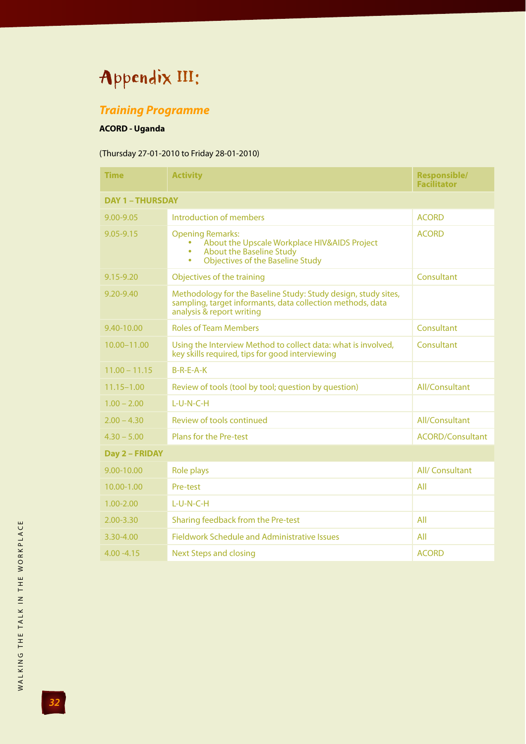# Appendix III:

## *Training Programme*

**ACORD - Uganda**

(Thursday 27-01-2010 to Friday 28-01-2010)

| Time | Activity | Responsible/ Facilitator |
|---|---|---|
| **DAY 1 – THURSDAY** | | |
| 9.00-9.05 | Introduction of members | ACORD |
| 9.05-9.15 | Opening Remarks: <br>• About the Upscale Workplace HIV&AIDS Project <br>• About the Baseline Study <br>• Objectives of the Baseline Study | ACORD |
| 9.15-9.20 | Objectives of the training | Consultant |
| 9.20-9.40 | Methodology for the Baseline Study: Study design, study sites, sampling, target informants, data collection methods, data analysis & report writing | |
| 9.40-10.00 | Roles of Team Members | Consultant |
| 10.00–11.00 | Using the Interview Method to collect data: what is involved, key skills required, tips for good interviewing | Consultant |
| 11.00 – 11.15 | B-R-E-A-K | |
| 11.15–1.00 | Review of tools (tool by tool; question by question) | All/Consultant |
| 1.00 – 2.00 | L-U-N-C-H | |
| 2.00 – 4.30 | Review of tools continued | All/Consultant |
| 4.30 – 5.00 | Plans for the Pre-test | ACORD/Consultant |
| **Day 2 – FRIDAY** | | |
| 9.00-10.00 | Role plays | All/ Consultant |
| 10.00-1.00 | Pre-test | All |
| 1.00-2.00 | L-U-N-C-H | |
| 2.00-3.30 | Sharing feedback from the Pre-test | All |
| 3.30-4.00 | Fieldwork Schedule and Administrative Issues | All |
| 4.00 -4.15 | Next Steps and closing | ACORD |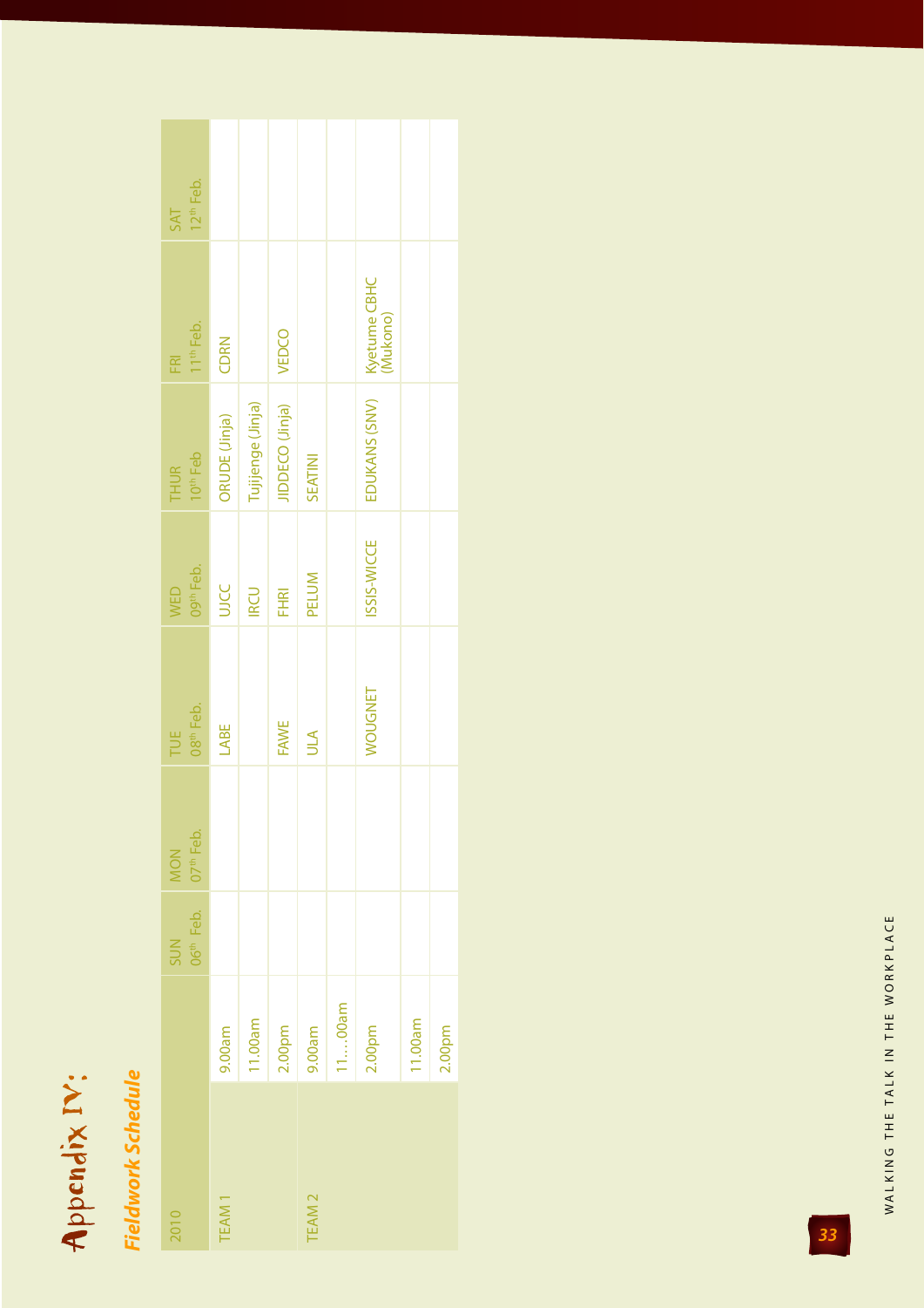# Appendix IV:

## *Fieldwork Schedule*

| 2010 | | SUN 06th Feb. | MON 07th Feb. | TUE 08th Feb. | WED 09th Feb. | THUR 10th Feb | FRI 11th Feb. | SAT 12th Feb. |
|---|---|---|---|---|---|---|---|---|
| TEAM 1 | 9.00am | | | LABE | UJCC | ORUDE (Jinja) | CDRN | |
| | 11.00am | | | | IRCU | Tujijenge (Jinja) | | |
| | 2.00pm | | | FAWE | FHRI | JIDDECO (Jinja) | VEDCO | |
| TEAM 2 | 9.00am | | | ULA | PELUM | SEATINI | | |
| | 11….00am | | | | | | | |
| | 2.00pm | | | WOUGNET | ISSIS-WICCE | EDUKANS (SNV) | Kyetume CBHC (Mukono) | |
| | 11.00am | | | | | | | |
| | 2.00pm | | | | | | | |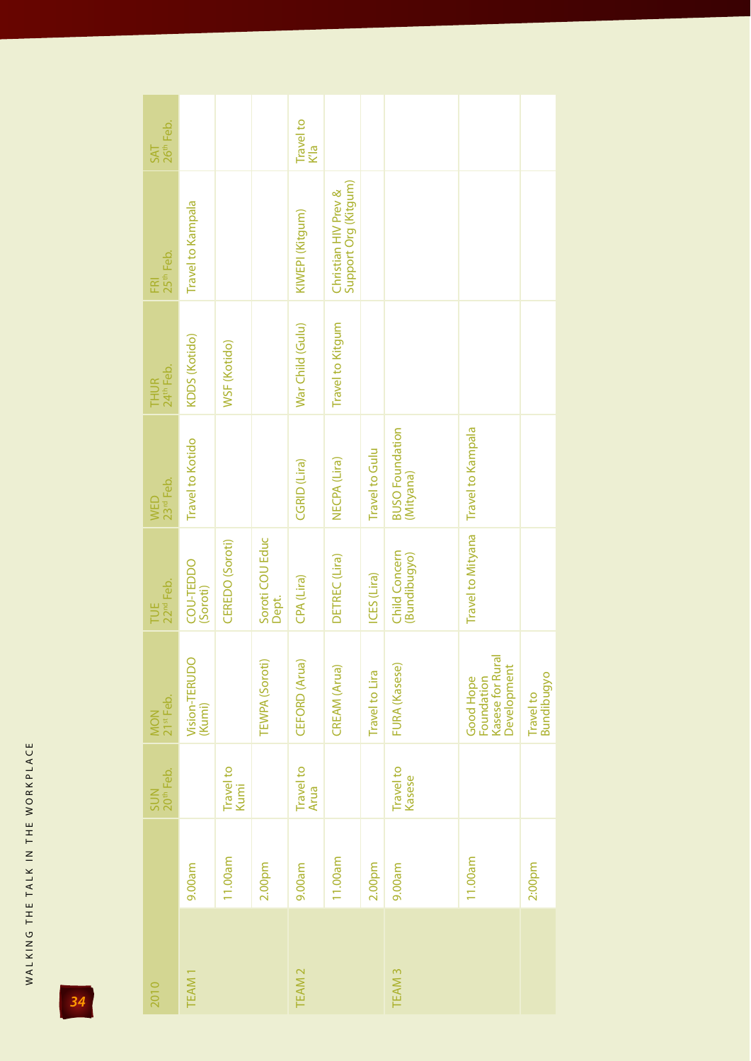| 2010 | | SUN 20[th] Feb. | MON 21[st] Feb. | TUE 22[nd] Feb. | WED 23[rd] Feb. | THUR 24[th] Feb. | FRI 25[th] Feb. | SAT 26[th] Feb. |
|---|---|---|---|---|---|---|---|---|
| TEAM 1 | 9.00am | | Vision-TERUDO (Kumi) | COU-TEDDO (Soroti) | Travel to Kotido | KDDS (Kotido) | Travel to Kampala | |
| | 11.00am | Travel to Kumi | | CEREDO (Soroti) | | WSF (Kotido) | | |
| | 2.00pm | | TEWPA (Soroti) | Soroti COU Educ Dept. | | | | |
| TEAM 2 | 9.00am | Travel to Arua | CEFORD (Arua) | CPA (Lira) | CGRID (Lira) | War Child (Gulu) | KIWEPI (Kitgum) | Travel to K'la |
| | 11.00am | | CREAM (Arua) | DETREC (Lira) | NECPA (Lira) | Travel to Kitgum | Christian HIV Prev & Support Org (Kitgum) | |
| | 2.00pm | | Travel to Lira | ICES (Lira) | Travel to Gulu | | | |
| TEAM 3 | 9.00am | Travel to Kasese | FURA (Kasese) | Child Concern (Bundibugyo) | BUSO Foundation (Mityana) | | | |
| | 11.00am | | Good Hope Foundation Kasese for Rural Development | Travel to Mityana | Travel to Kampala | | | |
| | 2:00pm | | Travel to Bundibugyo | | | | | |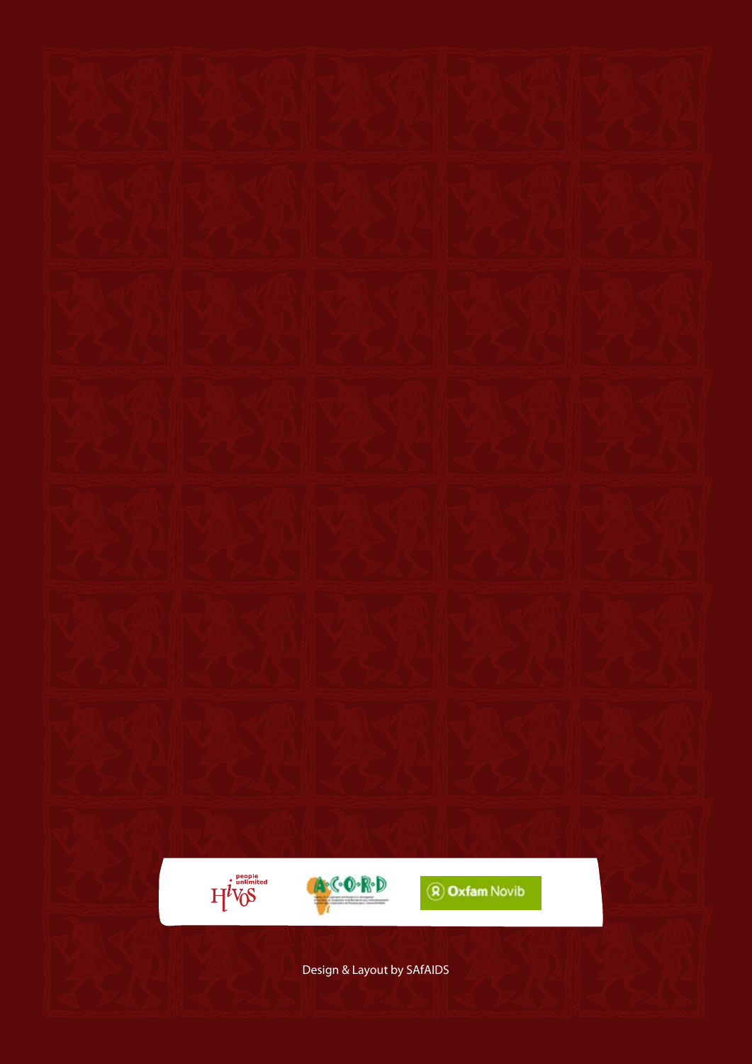Design & Layout by SAfAIDS